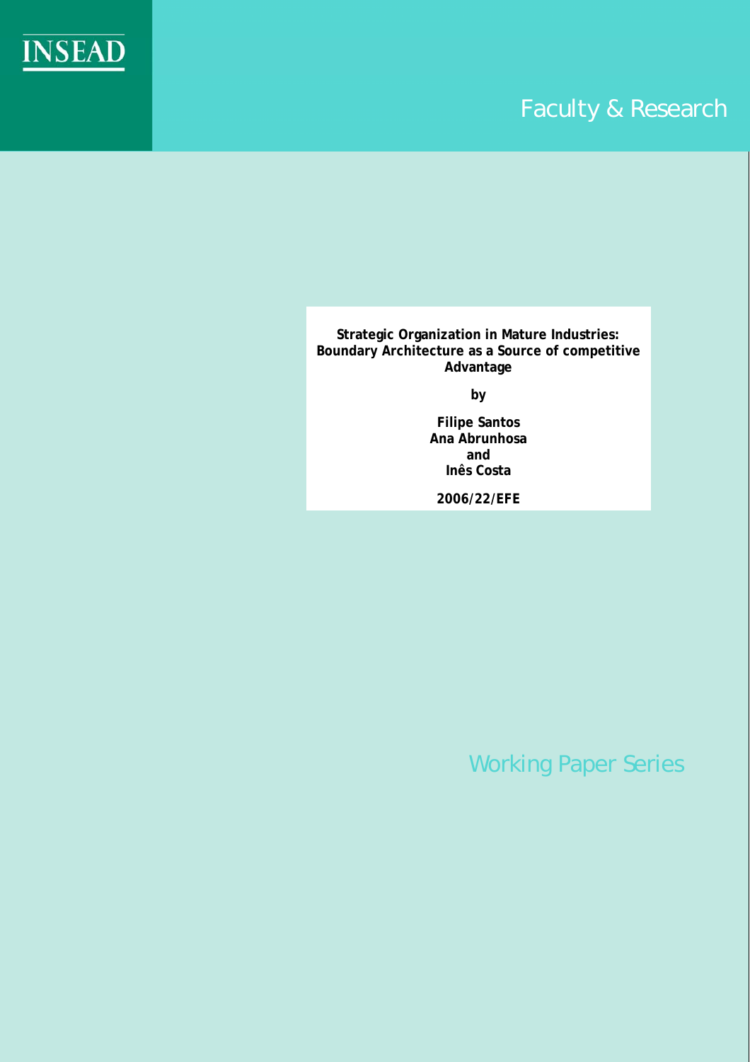INSEAD

Faculty & Research

**Strategic Organization in Mature Industries: Boundary Architecture as a Source of competitive Advantage**

by

**Filipe Santos**
**Ana Abrunhosa**
**and**
**Inês Costa**

**2006/22/EFE**

Working Paper Series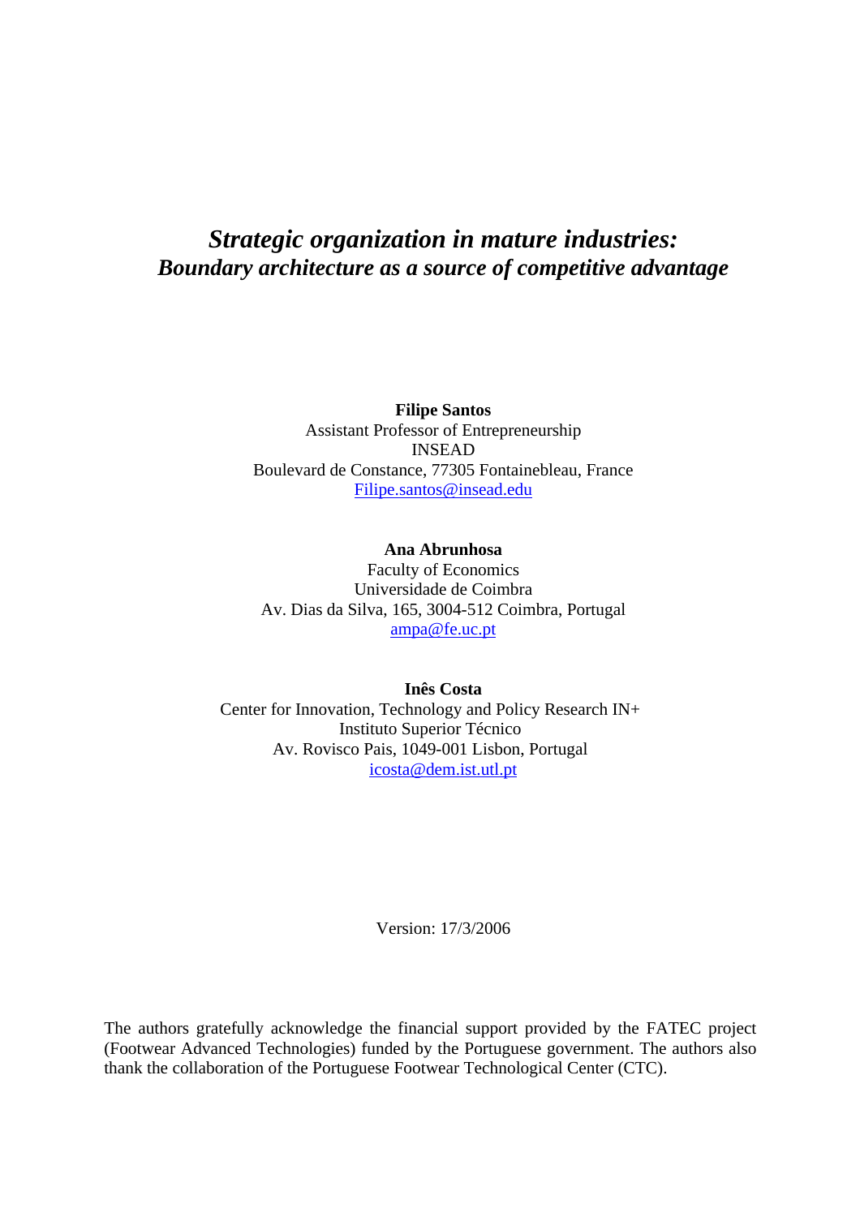# *Strategic organization in mature industries:*
# *Boundary architecture as a source of competitive advantage*

**Filipe Santos**
Assistant Professor of Entrepreneurship
INSEAD
Boulevard de Constance, 77305 Fontainebleau, France
Filipe.santos@insead.edu

**Ana Abrunhosa**
Faculty of Economics
Universidade de Coimbra
Av. Dias da Silva, 165, 3004-512 Coimbra, Portugal
ampa@fe.uc.pt

**Inês Costa**
Center for Innovation, Technology and Policy Research IN+
Instituto Superior Técnico
Av. Rovisco Pais, 1049-001 Lisbon, Portugal
icosta@dem.ist.utl.pt

Version: 17/3/2006

The authors gratefully acknowledge the financial support provided by the FATEC project (Footwear Advanced Technologies) funded by the Portuguese government. The authors also thank the collaboration of the Portuguese Footwear Technological Center (CTC).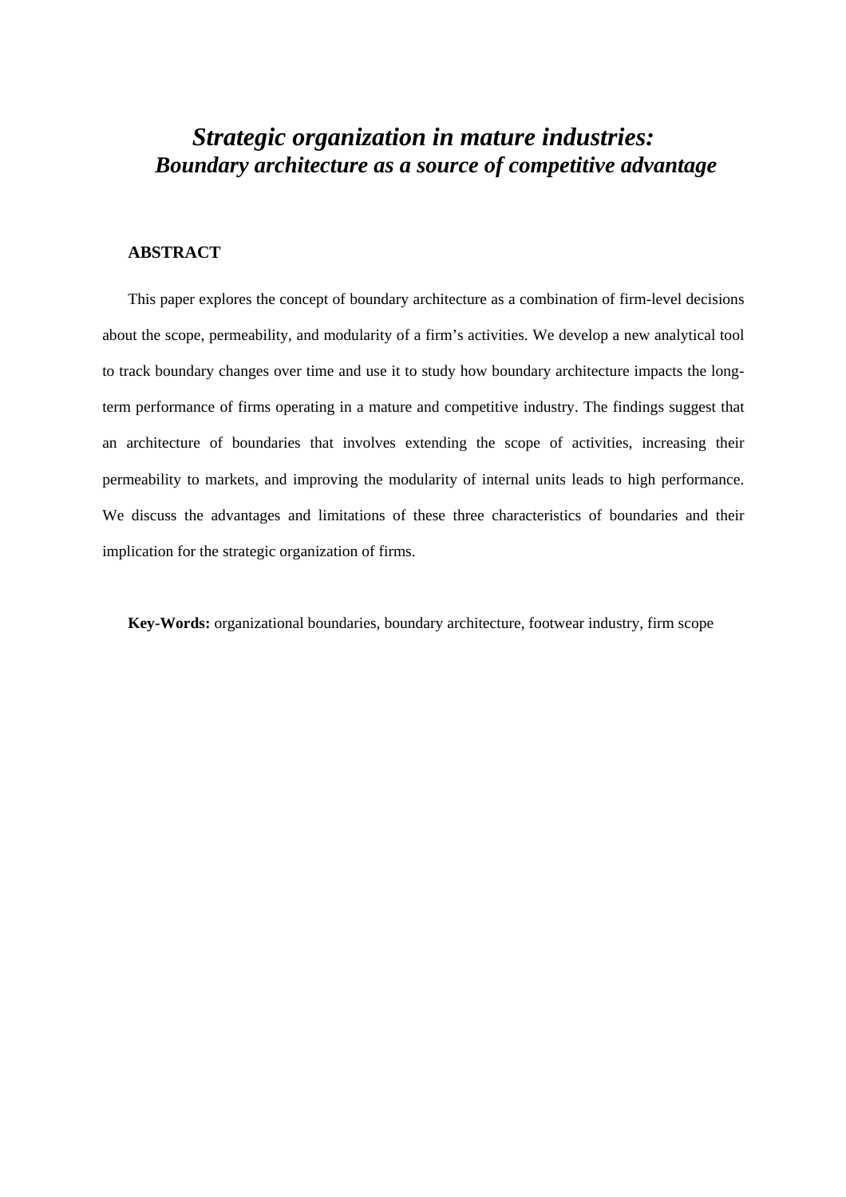# *Strategic organization in mature industries:*
## *Boundary architecture as a source of competitive advantage*

**ABSTRACT**

This paper explores the concept of boundary architecture as a combination of firm-level decisions about the scope, permeability, and modularity of a firm's activities. We develop a new analytical tool to track boundary changes over time and use it to study how boundary architecture impacts the long-term performance of firms operating in a mature and competitive industry. The findings suggest that an architecture of boundaries that involves extending the scope of activities, increasing their permeability to markets, and improving the modularity of internal units leads to high performance. We discuss the advantages and limitations of these three characteristics of boundaries and their implication for the strategic organization of firms.

**Key-Words:** organizational boundaries, boundary architecture, footwear industry, firm scope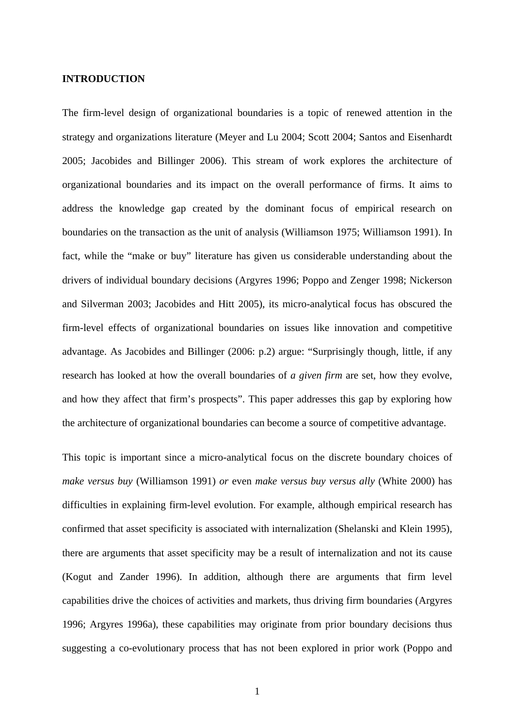**INTRODUCTION**

The firm-level design of organizational boundaries is a topic of renewed attention in the strategy and organizations literature (Meyer and Lu 2004; Scott 2004; Santos and Eisenhardt 2005; Jacobides and Billinger 2006). This stream of work explores the architecture of organizational boundaries and its impact on the overall performance of firms. It aims to address the knowledge gap created by the dominant focus of empirical research on boundaries on the transaction as the unit of analysis (Williamson 1975; Williamson 1991). In fact, while the "make or buy" literature has given us considerable understanding about the drivers of individual boundary decisions (Argyres 1996; Poppo and Zenger 1998; Nickerson and Silverman 2003; Jacobides and Hitt 2005), its micro-analytical focus has obscured the firm-level effects of organizational boundaries on issues like innovation and competitive advantage. As Jacobides and Billinger (2006: p.2) argue: "Surprisingly though, little, if any research has looked at how the overall boundaries of *a given firm* are set, how they evolve, and how they affect that firm's prospects". This paper addresses this gap by exploring how the architecture of organizational boundaries can become a source of competitive advantage.

This topic is important since a micro-analytical focus on the discrete boundary choices of *make versus buy* (Williamson 1991) *or* even *make versus buy versus ally* (White 2000) has difficulties in explaining firm-level evolution. For example, although empirical research has confirmed that asset specificity is associated with internalization (Shelanski and Klein 1995), there are arguments that asset specificity may be a result of internalization and not its cause (Kogut and Zander 1996). In addition, although there are arguments that firm level capabilities drive the choices of activities and markets, thus driving firm boundaries (Argyres 1996; Argyres 1996a), these capabilities may originate from prior boundary decisions thus suggesting a co-evolutionary process that has not been explored in prior work (Poppo and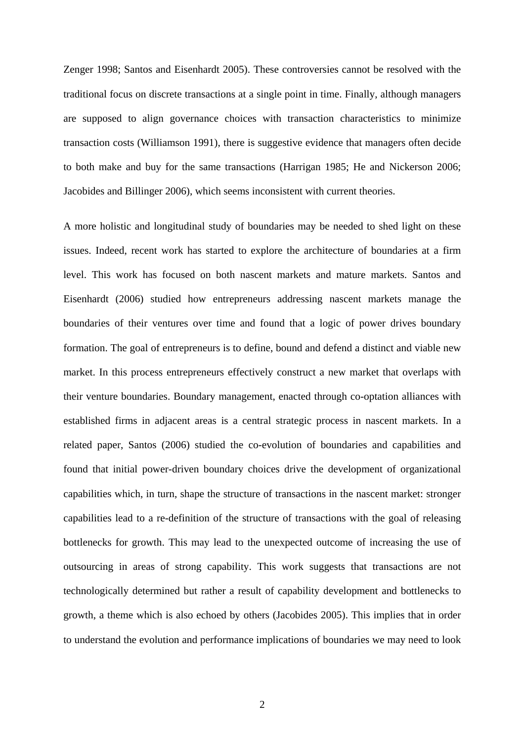Zenger 1998; Santos and Eisenhardt 2005). These controversies cannot be resolved with the traditional focus on discrete transactions at a single point in time. Finally, although managers are supposed to align governance choices with transaction characteristics to minimize transaction costs (Williamson 1991), there is suggestive evidence that managers often decide to both make and buy for the same transactions (Harrigan 1985; He and Nickerson 2006; Jacobides and Billinger 2006), which seems inconsistent with current theories.

A more holistic and longitudinal study of boundaries may be needed to shed light on these issues. Indeed, recent work has started to explore the architecture of boundaries at a firm level. This work has focused on both nascent markets and mature markets. Santos and Eisenhardt (2006) studied how entrepreneurs addressing nascent markets manage the boundaries of their ventures over time and found that a logic of power drives boundary formation. The goal of entrepreneurs is to define, bound and defend a distinct and viable new market. In this process entrepreneurs effectively construct a new market that overlaps with their venture boundaries. Boundary management, enacted through co-optation alliances with established firms in adjacent areas is a central strategic process in nascent markets. In a related paper, Santos (2006) studied the co-evolution of boundaries and capabilities and found that initial power-driven boundary choices drive the development of organizational capabilities which, in turn, shape the structure of transactions in the nascent market: stronger capabilities lead to a re-definition of the structure of transactions with the goal of releasing bottlenecks for growth. This may lead to the unexpected outcome of increasing the use of outsourcing in areas of strong capability. This work suggests that transactions are not technologically determined but rather a result of capability development and bottlenecks to growth, a theme which is also echoed by others (Jacobides 2005). This implies that in order to understand the evolution and performance implications of boundaries we may need to look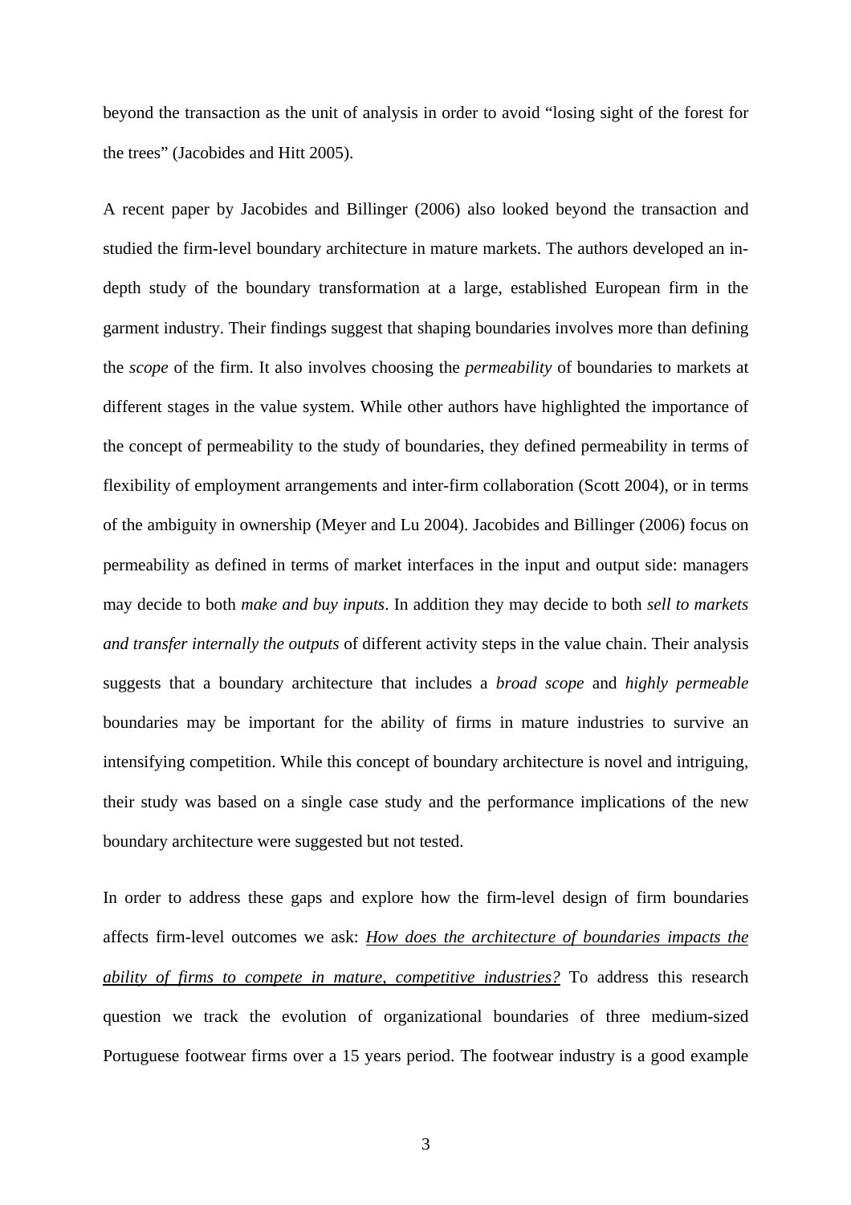beyond the transaction as the unit of analysis in order to avoid "losing sight of the forest for the trees" (Jacobides and Hitt 2005).

A recent paper by Jacobides and Billinger (2006) also looked beyond the transaction and studied the firm-level boundary architecture in mature markets. The authors developed an in-depth study of the boundary transformation at a large, established European firm in the garment industry. Their findings suggest that shaping boundaries involves more than defining the *scope* of the firm. It also involves choosing the *permeability* of boundaries to markets at different stages in the value system. While other authors have highlighted the importance of the concept of permeability to the study of boundaries, they defined permeability in terms of flexibility of employment arrangements and inter-firm collaboration (Scott 2004), or in terms of the ambiguity in ownership (Meyer and Lu 2004). Jacobides and Billinger (2006) focus on permeability as defined in terms of market interfaces in the input and output side: managers may decide to both *make and buy inputs*. In addition they may decide to both *sell to markets and transfer internally the outputs* of different activity steps in the value chain. Their analysis suggests that a boundary architecture that includes a *broad scope* and *highly permeable* boundaries may be important for the ability of firms in mature industries to survive an intensifying competition. While this concept of boundary architecture is novel and intriguing, their study was based on a single case study and the performance implications of the new boundary architecture were suggested but not tested.

In order to address these gaps and explore how the firm-level design of firm boundaries affects firm-level outcomes we ask: *How does the architecture of boundaries impacts the ability of firms to compete in mature, competitive industries?* To address this research question we track the evolution of organizational boundaries of three medium-sized Portuguese footwear firms over a 15 years period. The footwear industry is a good example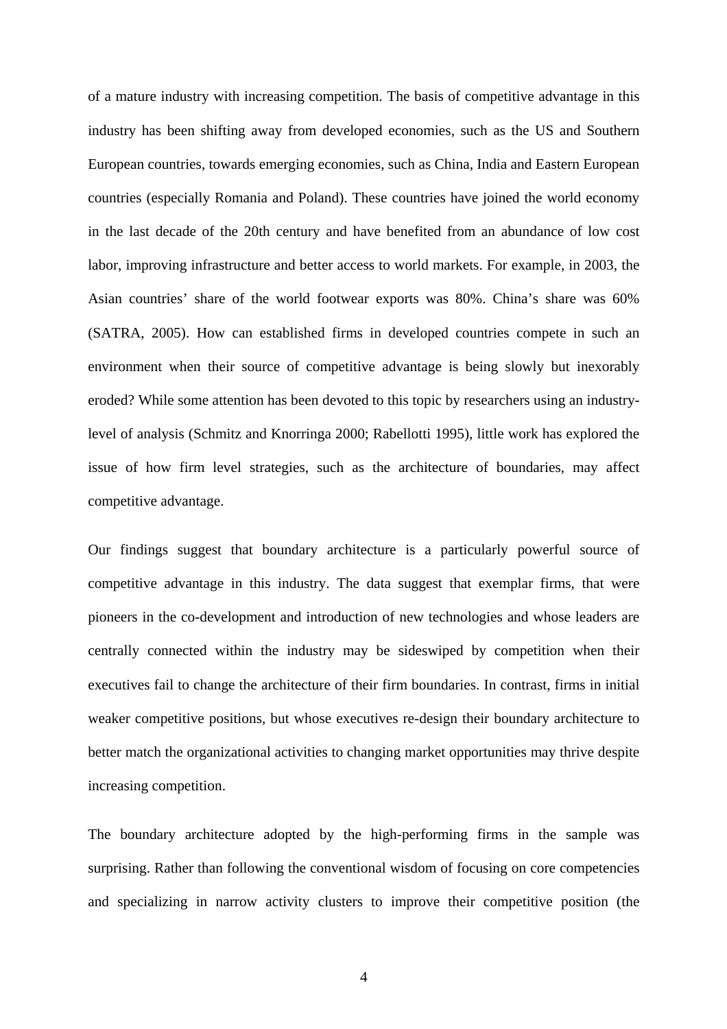of a mature industry with increasing competition. The basis of competitive advantage in this industry has been shifting away from developed economies, such as the US and Southern European countries, towards emerging economies, such as China, India and Eastern European countries (especially Romania and Poland). These countries have joined the world economy in the last decade of the 20th century and have benefited from an abundance of low cost labor, improving infrastructure and better access to world markets. For example, in 2003, the Asian countries' share of the world footwear exports was 80%. China's share was 60% (SATRA, 2005). How can established firms in developed countries compete in such an environment when their source of competitive advantage is being slowly but inexorably eroded? While some attention has been devoted to this topic by researchers using an industry-level of analysis (Schmitz and Knorringa 2000; Rabellotti 1995), little work has explored the issue of how firm level strategies, such as the architecture of boundaries, may affect competitive advantage.

Our findings suggest that boundary architecture is a particularly powerful source of competitive advantage in this industry. The data suggest that exemplar firms, that were pioneers in the co-development and introduction of new technologies and whose leaders are centrally connected within the industry may be sideswiped by competition when their executives fail to change the architecture of their firm boundaries. In contrast, firms in initial weaker competitive positions, but whose executives re-design their boundary architecture to better match the organizational activities to changing market opportunities may thrive despite increasing competition.

The boundary architecture adopted by the high-performing firms in the sample was surprising. Rather than following the conventional wisdom of focusing on core competencies and specializing in narrow activity clusters to improve their competitive position (the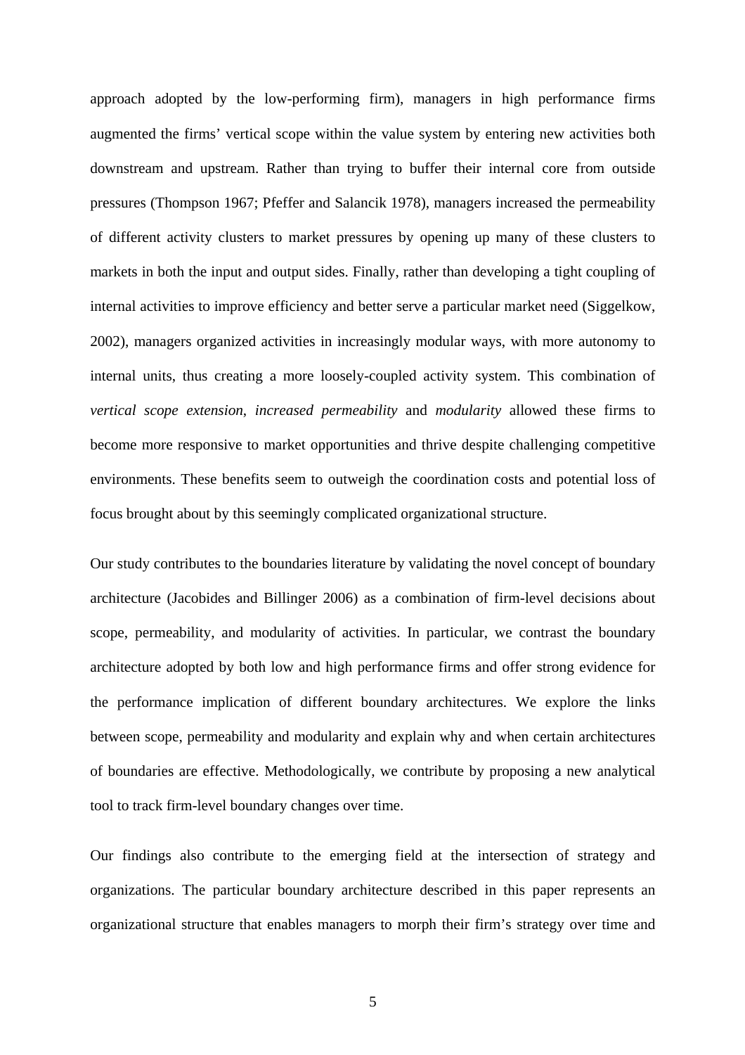approach adopted by the low-performing firm), managers in high performance firms augmented the firms' vertical scope within the value system by entering new activities both downstream and upstream. Rather than trying to buffer their internal core from outside pressures (Thompson 1967; Pfeffer and Salancik 1978), managers increased the permeability of different activity clusters to market pressures by opening up many of these clusters to markets in both the input and output sides. Finally, rather than developing a tight coupling of internal activities to improve efficiency and better serve a particular market need (Siggelkow, 2002), managers organized activities in increasingly modular ways, with more autonomy to internal units, thus creating a more loosely-coupled activity system. This combination of *vertical scope extension*, *increased permeability* and *modularity* allowed these firms to become more responsive to market opportunities and thrive despite challenging competitive environments. These benefits seem to outweigh the coordination costs and potential loss of focus brought about by this seemingly complicated organizational structure.

Our study contributes to the boundaries literature by validating the novel concept of boundary architecture (Jacobides and Billinger 2006) as a combination of firm-level decisions about scope, permeability, and modularity of activities. In particular, we contrast the boundary architecture adopted by both low and high performance firms and offer strong evidence for the performance implication of different boundary architectures. We explore the links between scope, permeability and modularity and explain why and when certain architectures of boundaries are effective. Methodologically, we contribute by proposing a new analytical tool to track firm-level boundary changes over time.

Our findings also contribute to the emerging field at the intersection of strategy and organizations. The particular boundary architecture described in this paper represents an organizational structure that enables managers to morph their firm's strategy over time and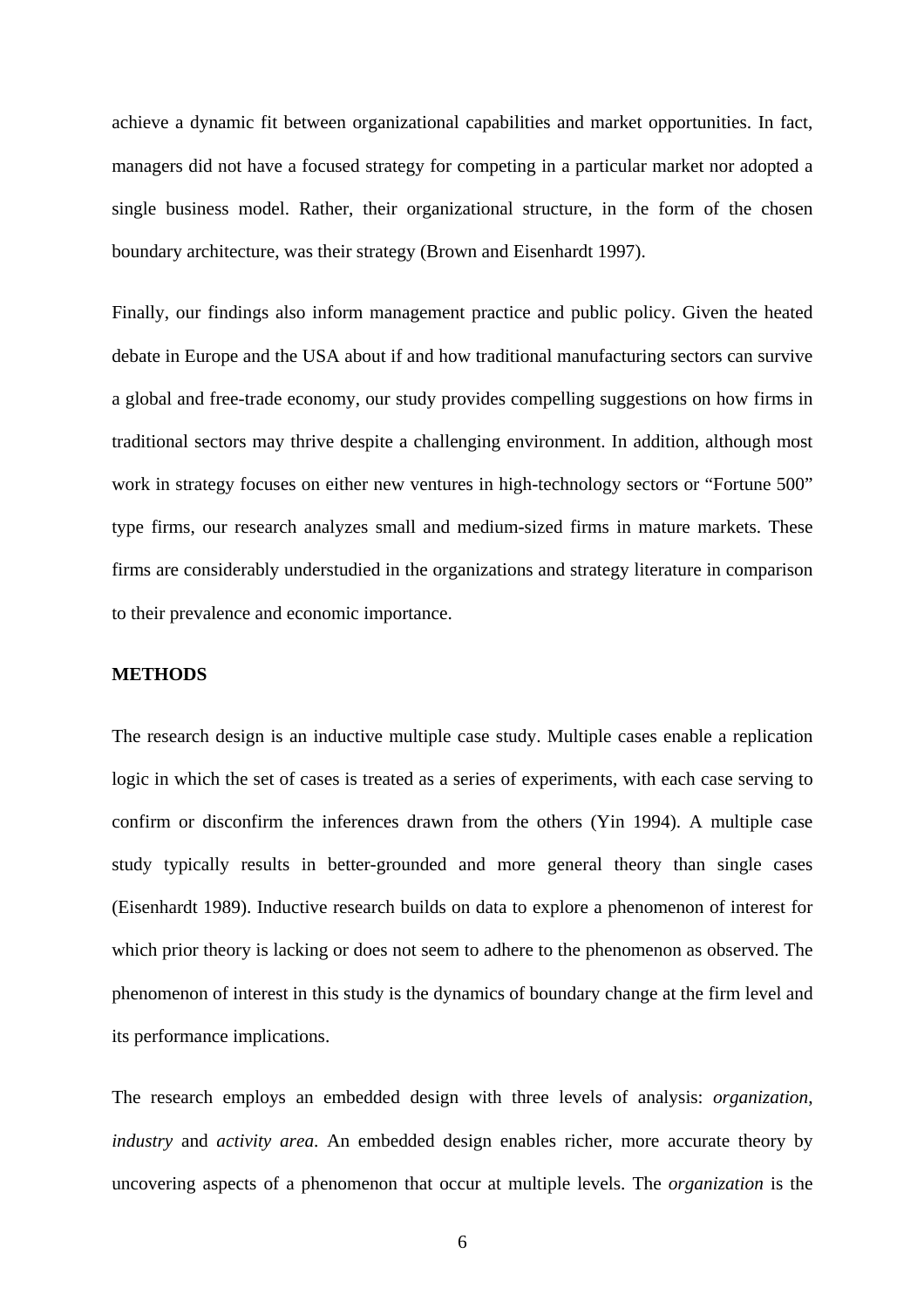achieve a dynamic fit between organizational capabilities and market opportunities. In fact, managers did not have a focused strategy for competing in a particular market nor adopted a single business model. Rather, their organizational structure, in the form of the chosen boundary architecture, was their strategy (Brown and Eisenhardt 1997).

Finally, our findings also inform management practice and public policy. Given the heated debate in Europe and the USA about if and how traditional manufacturing sectors can survive a global and free-trade economy, our study provides compelling suggestions on how firms in traditional sectors may thrive despite a challenging environment. In addition, although most work in strategy focuses on either new ventures in high-technology sectors or "Fortune 500" type firms, our research analyzes small and medium-sized firms in mature markets. These firms are considerably understudied in the organizations and strategy literature in comparison to their prevalence and economic importance.

## METHODS

The research design is an inductive multiple case study. Multiple cases enable a replication logic in which the set of cases is treated as a series of experiments, with each case serving to confirm or disconfirm the inferences drawn from the others (Yin 1994). A multiple case study typically results in better-grounded and more general theory than single cases (Eisenhardt 1989). Inductive research builds on data to explore a phenomenon of interest for which prior theory is lacking or does not seem to adhere to the phenomenon as observed. The phenomenon of interest in this study is the dynamics of boundary change at the firm level and its performance implications.

The research employs an embedded design with three levels of analysis: *organization*, *industry* and *activity area*. An embedded design enables richer, more accurate theory by uncovering aspects of a phenomenon that occur at multiple levels. The *organization* is the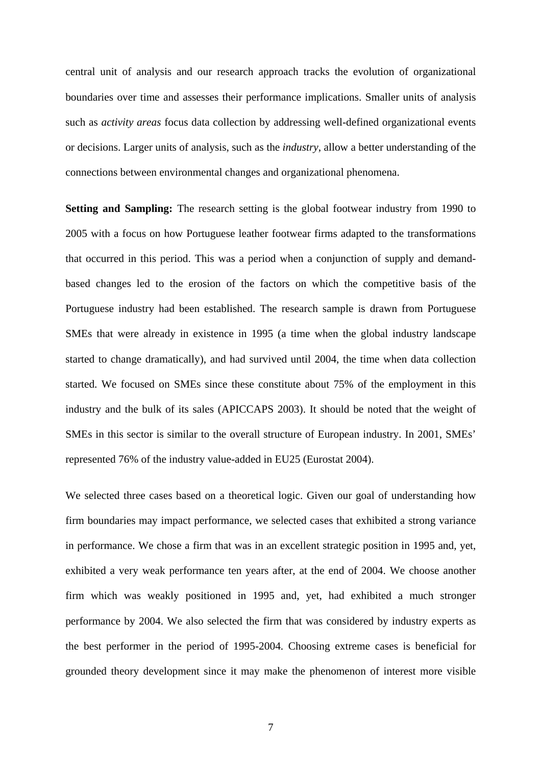central unit of analysis and our research approach tracks the evolution of organizational boundaries over time and assesses their performance implications. Smaller units of analysis such as *activity areas* focus data collection by addressing well-defined organizational events or decisions. Larger units of analysis, such as the *industry*, allow a better understanding of the connections between environmental changes and organizational phenomena.

**Setting and Sampling:** The research setting is the global footwear industry from 1990 to 2005 with a focus on how Portuguese leather footwear firms adapted to the transformations that occurred in this period. This was a period when a conjunction of supply and demand-based changes led to the erosion of the factors on which the competitive basis of the Portuguese industry had been established. The research sample is drawn from Portuguese SMEs that were already in existence in 1995 (a time when the global industry landscape started to change dramatically), and had survived until 2004, the time when data collection started. We focused on SMEs since these constitute about 75% of the employment in this industry and the bulk of its sales (APICCAPS 2003). It should be noted that the weight of SMEs in this sector is similar to the overall structure of European industry. In 2001, SMEs' represented 76% of the industry value-added in EU25 (Eurostat 2004).

We selected three cases based on a theoretical logic. Given our goal of understanding how firm boundaries may impact performance, we selected cases that exhibited a strong variance in performance. We chose a firm that was in an excellent strategic position in 1995 and, yet, exhibited a very weak performance ten years after, at the end of 2004. We choose another firm which was weakly positioned in 1995 and, yet, had exhibited a much stronger performance by 2004. We also selected the firm that was considered by industry experts as the best performer in the period of 1995-2004. Choosing extreme cases is beneficial for grounded theory development since it may make the phenomenon of interest more visible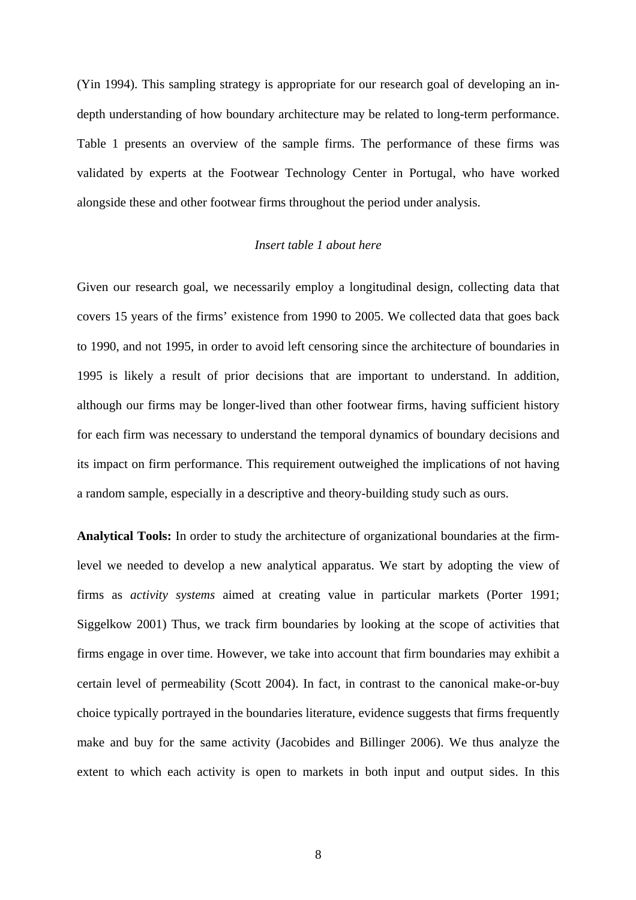(Yin 1994). This sampling strategy is appropriate for our research goal of developing an in-depth understanding of how boundary architecture may be related to long-term performance. Table 1 presents an overview of the sample firms. The performance of these firms was validated by experts at the Footwear Technology Center in Portugal, who have worked alongside these and other footwear firms throughout the period under analysis.

*Insert table 1 about here*

Given our research goal, we necessarily employ a longitudinal design, collecting data that covers 15 years of the firms' existence from 1990 to 2005. We collected data that goes back to 1990, and not 1995, in order to avoid left censoring since the architecture of boundaries in 1995 is likely a result of prior decisions that are important to understand. In addition, although our firms may be longer-lived than other footwear firms, having sufficient history for each firm was necessary to understand the temporal dynamics of boundary decisions and its impact on firm performance. This requirement outweighed the implications of not having a random sample, especially in a descriptive and theory-building study such as ours.

**Analytical Tools:** In order to study the architecture of organizational boundaries at the firm-level we needed to develop a new analytical apparatus. We start by adopting the view of firms as *activity systems* aimed at creating value in particular markets (Porter 1991; Siggelkow 2001) Thus, we track firm boundaries by looking at the scope of activities that firms engage in over time. However, we take into account that firm boundaries may exhibit a certain level of permeability (Scott 2004). In fact, in contrast to the canonical make-or-buy choice typically portrayed in the boundaries literature, evidence suggests that firms frequently make and buy for the same activity (Jacobides and Billinger 2006). We thus analyze the extent to which each activity is open to markets in both input and output sides. In this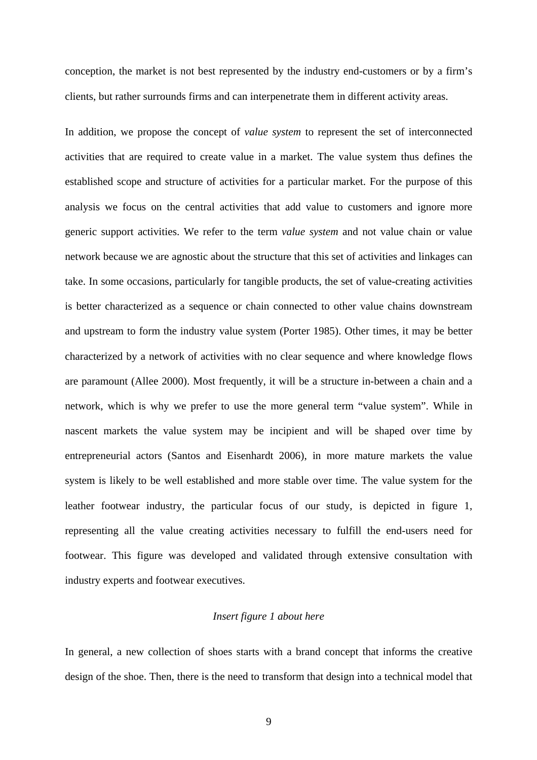conception, the market is not best represented by the industry end-customers or by a firm's clients, but rather surrounds firms and can interpenetrate them in different activity areas.

In addition, we propose the concept of *value system* to represent the set of interconnected activities that are required to create value in a market. The value system thus defines the established scope and structure of activities for a particular market. For the purpose of this analysis we focus on the central activities that add value to customers and ignore more generic support activities. We refer to the term *value system* and not value chain or value network because we are agnostic about the structure that this set of activities and linkages can take. In some occasions, particularly for tangible products, the set of value-creating activities is better characterized as a sequence or chain connected to other value chains downstream and upstream to form the industry value system (Porter 1985). Other times, it may be better characterized by a network of activities with no clear sequence and where knowledge flows are paramount (Allee 2000). Most frequently, it will be a structure in-between a chain and a network, which is why we prefer to use the more general term "value system". While in nascent markets the value system may be incipient and will be shaped over time by entrepreneurial actors (Santos and Eisenhardt 2006), in more mature markets the value system is likely to be well established and more stable over time. The value system for the leather footwear industry, the particular focus of our study, is depicted in figure 1, representing all the value creating activities necessary to fulfill the end-users need for footwear. This figure was developed and validated through extensive consultation with industry experts and footwear executives.

*Insert figure 1 about here*

In general, a new collection of shoes starts with a brand concept that informs the creative design of the shoe. Then, there is the need to transform that design into a technical model that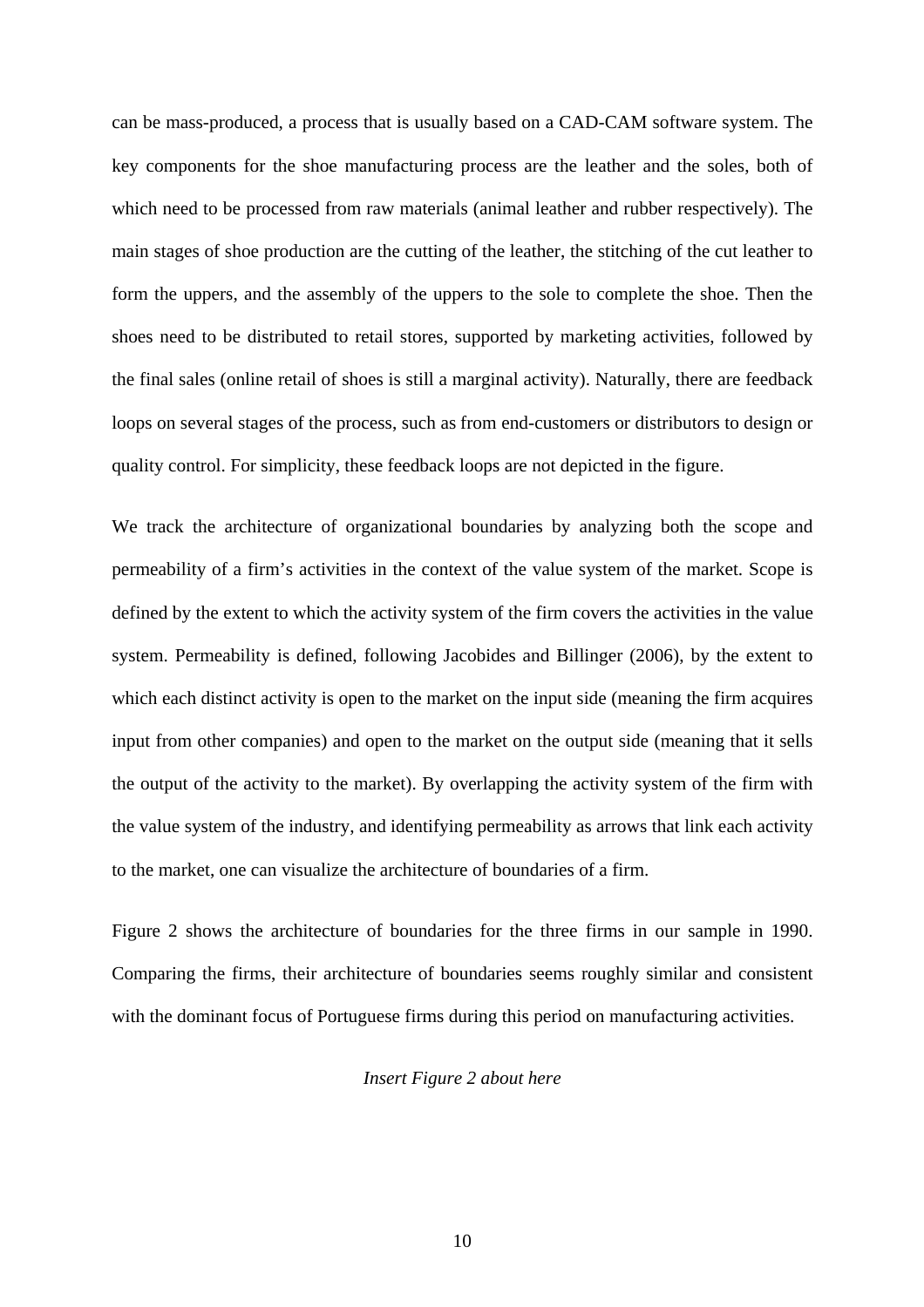can be mass-produced, a process that is usually based on a CAD-CAM software system. The key components for the shoe manufacturing process are the leather and the soles, both of which need to be processed from raw materials (animal leather and rubber respectively). The main stages of shoe production are the cutting of the leather, the stitching of the cut leather to form the uppers, and the assembly of the uppers to the sole to complete the shoe. Then the shoes need to be distributed to retail stores, supported by marketing activities, followed by the final sales (online retail of shoes is still a marginal activity). Naturally, there are feedback loops on several stages of the process, such as from end-customers or distributors to design or quality control. For simplicity, these feedback loops are not depicted in the figure.

We track the architecture of organizational boundaries by analyzing both the scope and permeability of a firm's activities in the context of the value system of the market. Scope is defined by the extent to which the activity system of the firm covers the activities in the value system. Permeability is defined, following Jacobides and Billinger (2006), by the extent to which each distinct activity is open to the market on the input side (meaning the firm acquires input from other companies) and open to the market on the output side (meaning that it sells the output of the activity to the market). By overlapping the activity system of the firm with the value system of the industry, and identifying permeability as arrows that link each activity to the market, one can visualize the architecture of boundaries of a firm.

Figure 2 shows the architecture of boundaries for the three firms in our sample in 1990. Comparing the firms, their architecture of boundaries seems roughly similar and consistent with the dominant focus of Portuguese firms during this period on manufacturing activities.

*Insert Figure 2 about here*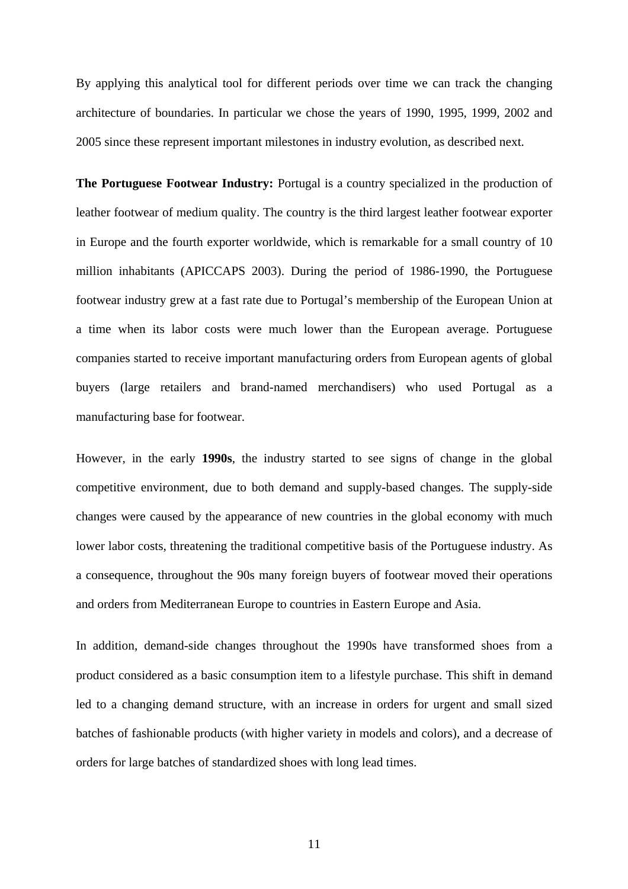By applying this analytical tool for different periods over time we can track the changing architecture of boundaries. In particular we chose the years of 1990, 1995, 1999, 2002 and 2005 since these represent important milestones in industry evolution, as described next.

**The Portuguese Footwear Industry:** Portugal is a country specialized in the production of leather footwear of medium quality. The country is the third largest leather footwear exporter in Europe and the fourth exporter worldwide, which is remarkable for a small country of 10 million inhabitants (APICCAPS 2003). During the period of 1986-1990, the Portuguese footwear industry grew at a fast rate due to Portugal's membership of the European Union at a time when its labor costs were much lower than the European average. Portuguese companies started to receive important manufacturing orders from European agents of global buyers (large retailers and brand-named merchandisers) who used Portugal as a manufacturing base for footwear.

However, in the early **1990s**, the industry started to see signs of change in the global competitive environment, due to both demand and supply-based changes. The supply-side changes were caused by the appearance of new countries in the global economy with much lower labor costs, threatening the traditional competitive basis of the Portuguese industry. As a consequence, throughout the 90s many foreign buyers of footwear moved their operations and orders from Mediterranean Europe to countries in Eastern Europe and Asia.

In addition, demand-side changes throughout the 1990s have transformed shoes from a product considered as a basic consumption item to a lifestyle purchase. This shift in demand led to a changing demand structure, with an increase in orders for urgent and small sized batches of fashionable products (with higher variety in models and colors), and a decrease of orders for large batches of standardized shoes with long lead times.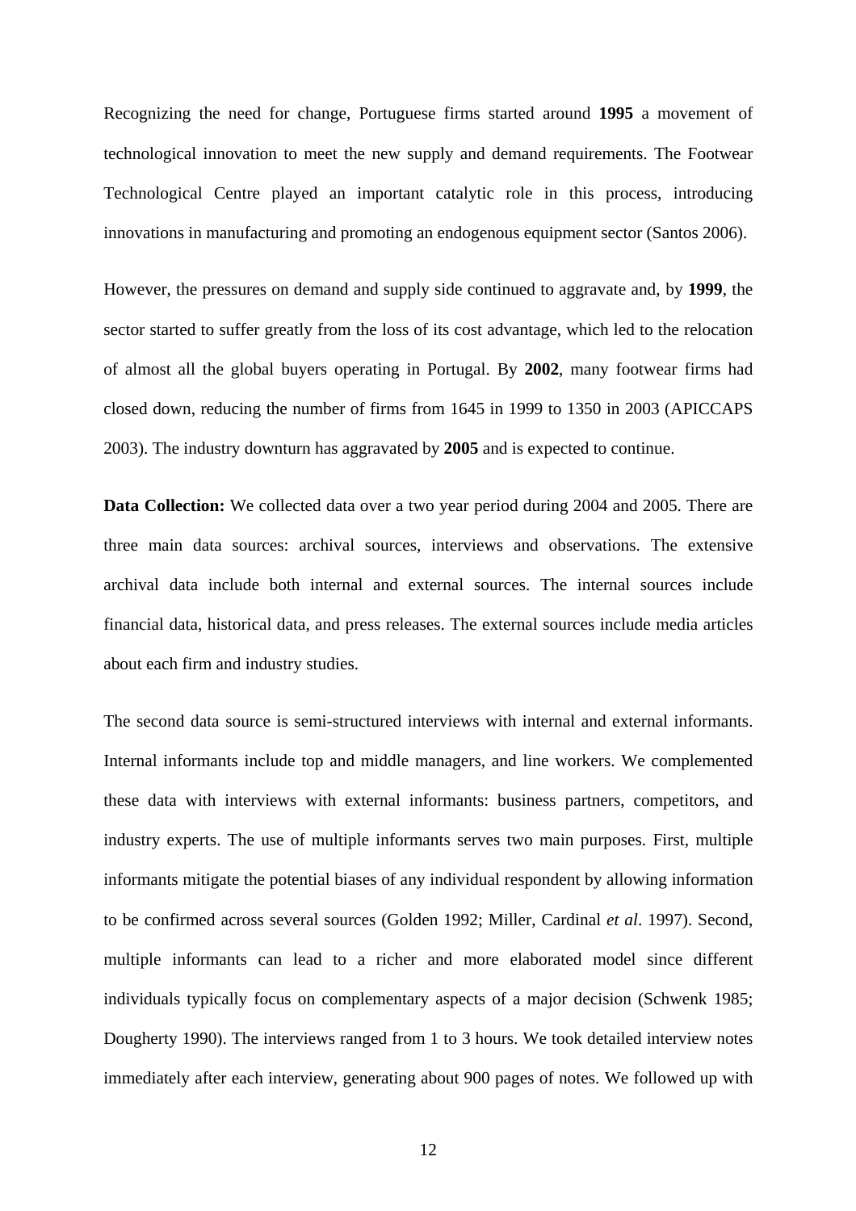Recognizing the need for change, Portuguese firms started around **1995** a movement of technological innovation to meet the new supply and demand requirements. The Footwear Technological Centre played an important catalytic role in this process, introducing innovations in manufacturing and promoting an endogenous equipment sector (Santos 2006).

However, the pressures on demand and supply side continued to aggravate and, by **1999**, the sector started to suffer greatly from the loss of its cost advantage, which led to the relocation of almost all the global buyers operating in Portugal. By **2002**, many footwear firms had closed down, reducing the number of firms from 1645 in 1999 to 1350 in 2003 (APICCAPS 2003). The industry downturn has aggravated by **2005** and is expected to continue.

**Data Collection:** We collected data over a two year period during 2004 and 2005. There are three main data sources: archival sources, interviews and observations. The extensive archival data include both internal and external sources. The internal sources include financial data, historical data, and press releases. The external sources include media articles about each firm and industry studies.

The second data source is semi-structured interviews with internal and external informants. Internal informants include top and middle managers, and line workers. We complemented these data with interviews with external informants: business partners, competitors, and industry experts. The use of multiple informants serves two main purposes. First, multiple informants mitigate the potential biases of any individual respondent by allowing information to be confirmed across several sources (Golden 1992; Miller, Cardinal *et al*. 1997). Second, multiple informants can lead to a richer and more elaborated model since different individuals typically focus on complementary aspects of a major decision (Schwenk 1985; Dougherty 1990). The interviews ranged from 1 to 3 hours. We took detailed interview notes immediately after each interview, generating about 900 pages of notes. We followed up with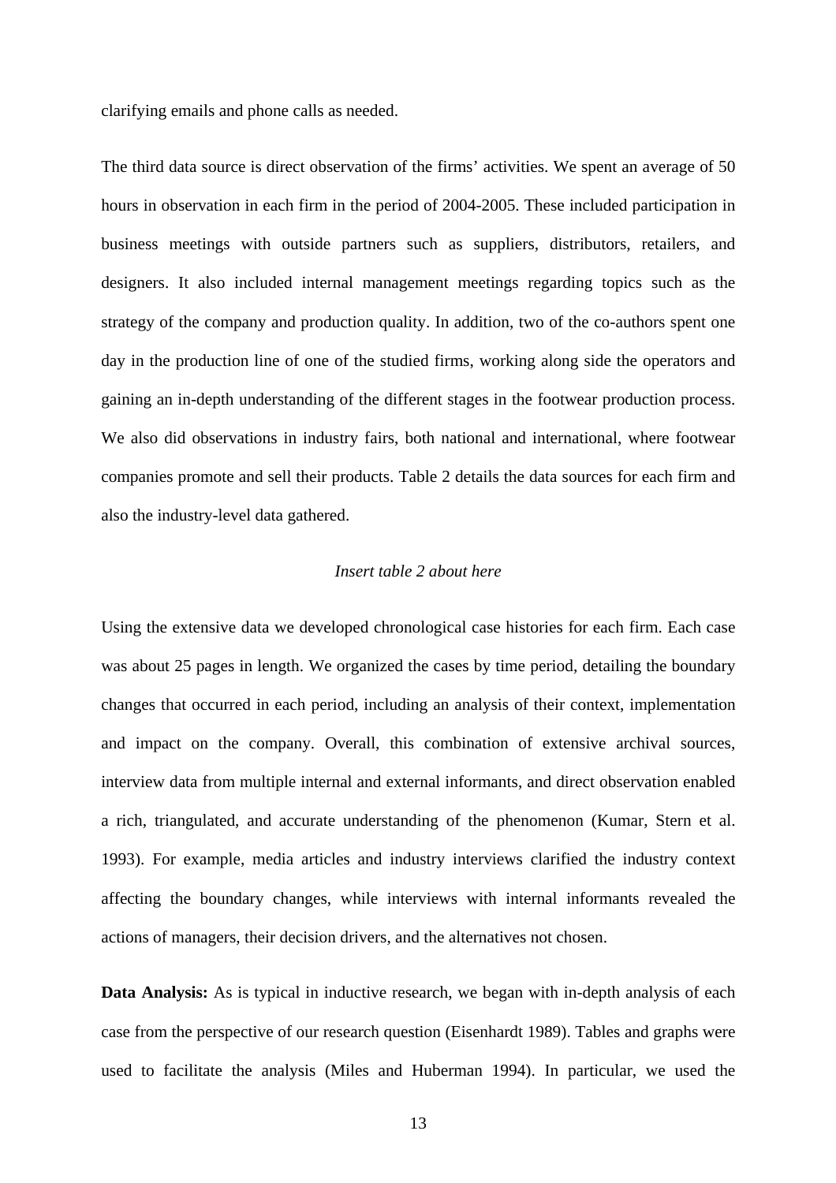clarifying emails and phone calls as needed.

The third data source is direct observation of the firms' activities. We spent an average of 50 hours in observation in each firm in the period of 2004-2005. These included participation in business meetings with outside partners such as suppliers, distributors, retailers, and designers. It also included internal management meetings regarding topics such as the strategy of the company and production quality. In addition, two of the co-authors spent one day in the production line of one of the studied firms, working along side the operators and gaining an in-depth understanding of the different stages in the footwear production process. We also did observations in industry fairs, both national and international, where footwear companies promote and sell their products. Table 2 details the data sources for each firm and also the industry-level data gathered.

*Insert table 2 about here*

Using the extensive data we developed chronological case histories for each firm. Each case was about 25 pages in length. We organized the cases by time period, detailing the boundary changes that occurred in each period, including an analysis of their context, implementation and impact on the company. Overall, this combination of extensive archival sources, interview data from multiple internal and external informants, and direct observation enabled a rich, triangulated, and accurate understanding of the phenomenon (Kumar, Stern et al. 1993). For example, media articles and industry interviews clarified the industry context affecting the boundary changes, while interviews with internal informants revealed the actions of managers, their decision drivers, and the alternatives not chosen.

**Data Analysis:** As is typical in inductive research, we began with in-depth analysis of each case from the perspective of our research question (Eisenhardt 1989). Tables and graphs were used to facilitate the analysis (Miles and Huberman 1994). In particular, we used the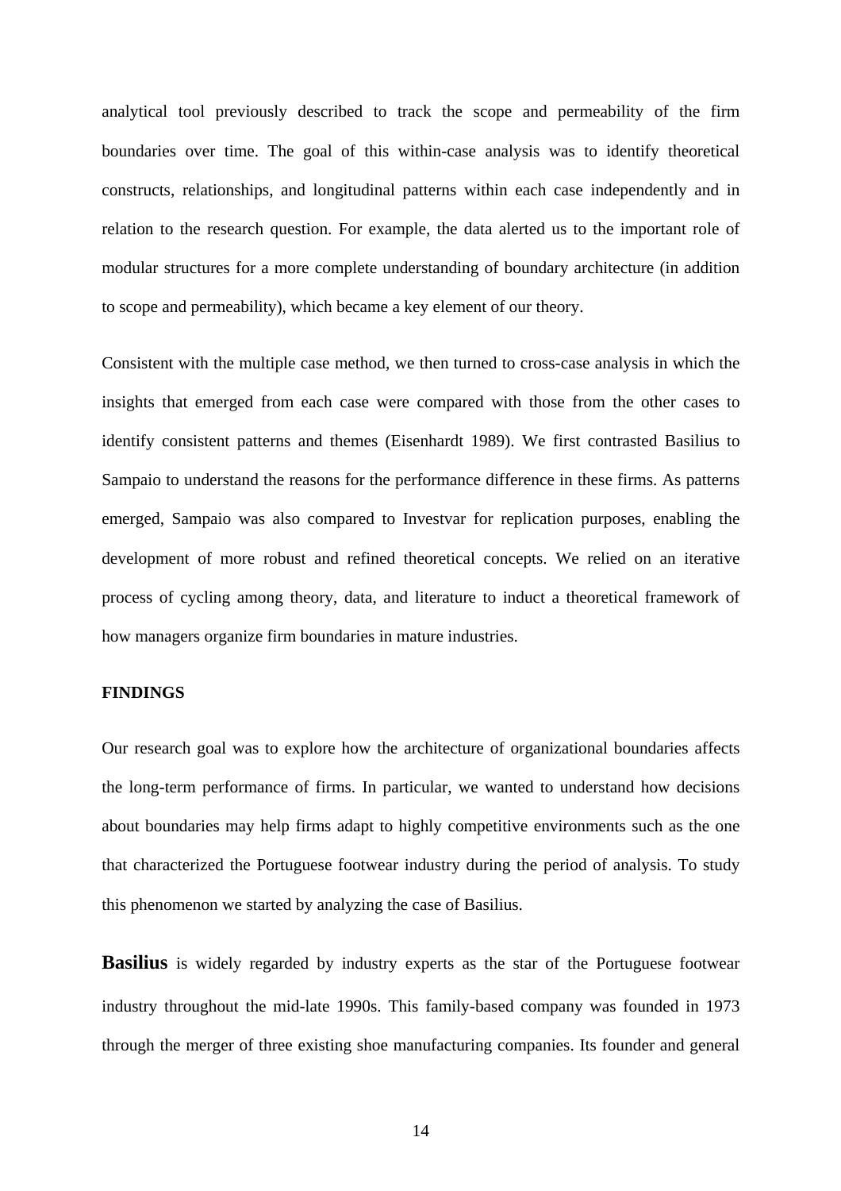analytical tool previously described to track the scope and permeability of the firm boundaries over time. The goal of this within-case analysis was to identify theoretical constructs, relationships, and longitudinal patterns within each case independently and in relation to the research question. For example, the data alerted us to the important role of modular structures for a more complete understanding of boundary architecture (in addition to scope and permeability), which became a key element of our theory.

Consistent with the multiple case method, we then turned to cross-case analysis in which the insights that emerged from each case were compared with those from the other cases to identify consistent patterns and themes (Eisenhardt 1989). We first contrasted Basilius to Sampaio to understand the reasons for the performance difference in these firms. As patterns emerged, Sampaio was also compared to Investvar for replication purposes, enabling the development of more robust and refined theoretical concepts. We relied on an iterative process of cycling among theory, data, and literature to induct a theoretical framework of how managers organize firm boundaries in mature industries.

## FINDINGS

Our research goal was to explore how the architecture of organizational boundaries affects the long-term performance of firms. In particular, we wanted to understand how decisions about boundaries may help firms adapt to highly competitive environments such as the one that characterized the Portuguese footwear industry during the period of analysis. To study this phenomenon we started by analyzing the case of Basilius.

**Basilius** is widely regarded by industry experts as the star of the Portuguese footwear industry throughout the mid-late 1990s. This family-based company was founded in 1973 through the merger of three existing shoe manufacturing companies. Its founder and general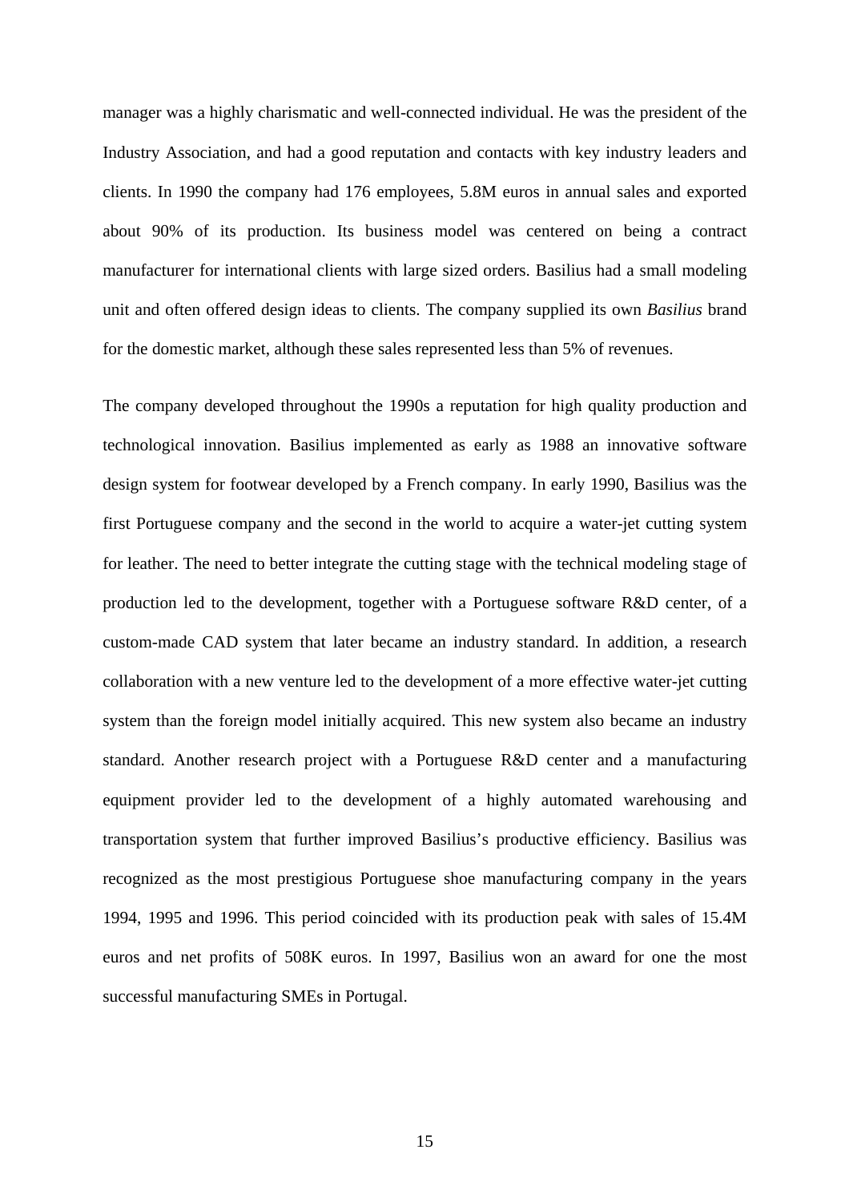manager was a highly charismatic and well-connected individual. He was the president of the Industry Association, and had a good reputation and contacts with key industry leaders and clients. In 1990 the company had 176 employees, 5.8M euros in annual sales and exported about 90% of its production. Its business model was centered on being a contract manufacturer for international clients with large sized orders. Basilius had a small modeling unit and often offered design ideas to clients. The company supplied its own *Basilius* brand for the domestic market, although these sales represented less than 5% of revenues.

The company developed throughout the 1990s a reputation for high quality production and technological innovation. Basilius implemented as early as 1988 an innovative software design system for footwear developed by a French company. In early 1990, Basilius was the first Portuguese company and the second in the world to acquire a water-jet cutting system for leather. The need to better integrate the cutting stage with the technical modeling stage of production led to the development, together with a Portuguese software R&D center, of a custom-made CAD system that later became an industry standard. In addition, a research collaboration with a new venture led to the development of a more effective water-jet cutting system than the foreign model initially acquired. This new system also became an industry standard. Another research project with a Portuguese R&D center and a manufacturing equipment provider led to the development of a highly automated warehousing and transportation system that further improved Basilius's productive efficiency. Basilius was recognized as the most prestigious Portuguese shoe manufacturing company in the years 1994, 1995 and 1996. This period coincided with its production peak with sales of 15.4M euros and net profits of 508K euros. In 1997, Basilius won an award for one the most successful manufacturing SMEs in Portugal.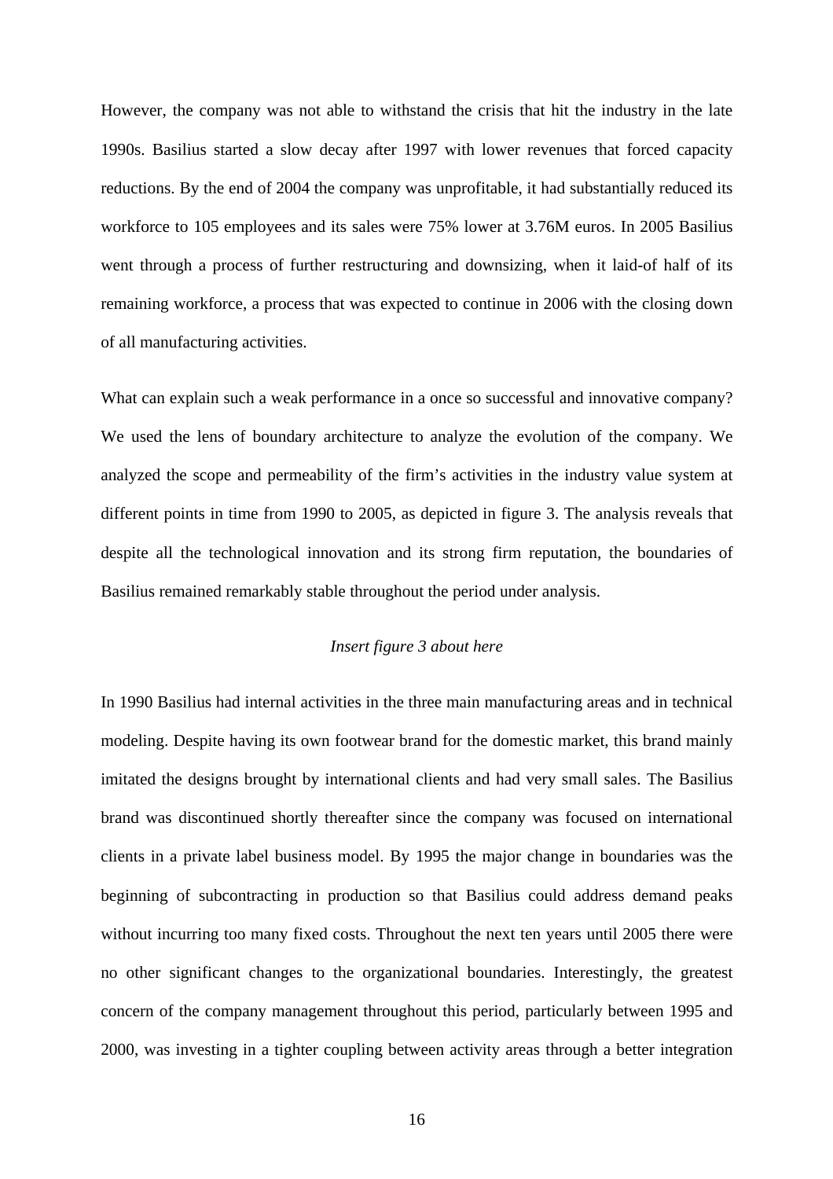However, the company was not able to withstand the crisis that hit the industry in the late 1990s. Basilius started a slow decay after 1997 with lower revenues that forced capacity reductions. By the end of 2004 the company was unprofitable, it had substantially reduced its workforce to 105 employees and its sales were 75% lower at 3.76M euros. In 2005 Basilius went through a process of further restructuring and downsizing, when it laid-of half of its remaining workforce, a process that was expected to continue in 2006 with the closing down of all manufacturing activities.

What can explain such a weak performance in a once so successful and innovative company? We used the lens of boundary architecture to analyze the evolution of the company. We analyzed the scope and permeability of the firm's activities in the industry value system at different points in time from 1990 to 2005, as depicted in figure 3. The analysis reveals that despite all the technological innovation and its strong firm reputation, the boundaries of Basilius remained remarkably stable throughout the period under analysis.

*Insert figure 3 about here*

In 1990 Basilius had internal activities in the three main manufacturing areas and in technical modeling. Despite having its own footwear brand for the domestic market, this brand mainly imitated the designs brought by international clients and had very small sales. The Basilius brand was discontinued shortly thereafter since the company was focused on international clients in a private label business model. By 1995 the major change in boundaries was the beginning of subcontracting in production so that Basilius could address demand peaks without incurring too many fixed costs. Throughout the next ten years until 2005 there were no other significant changes to the organizational boundaries. Interestingly, the greatest concern of the company management throughout this period, particularly between 1995 and 2000, was investing in a tighter coupling between activity areas through a better integration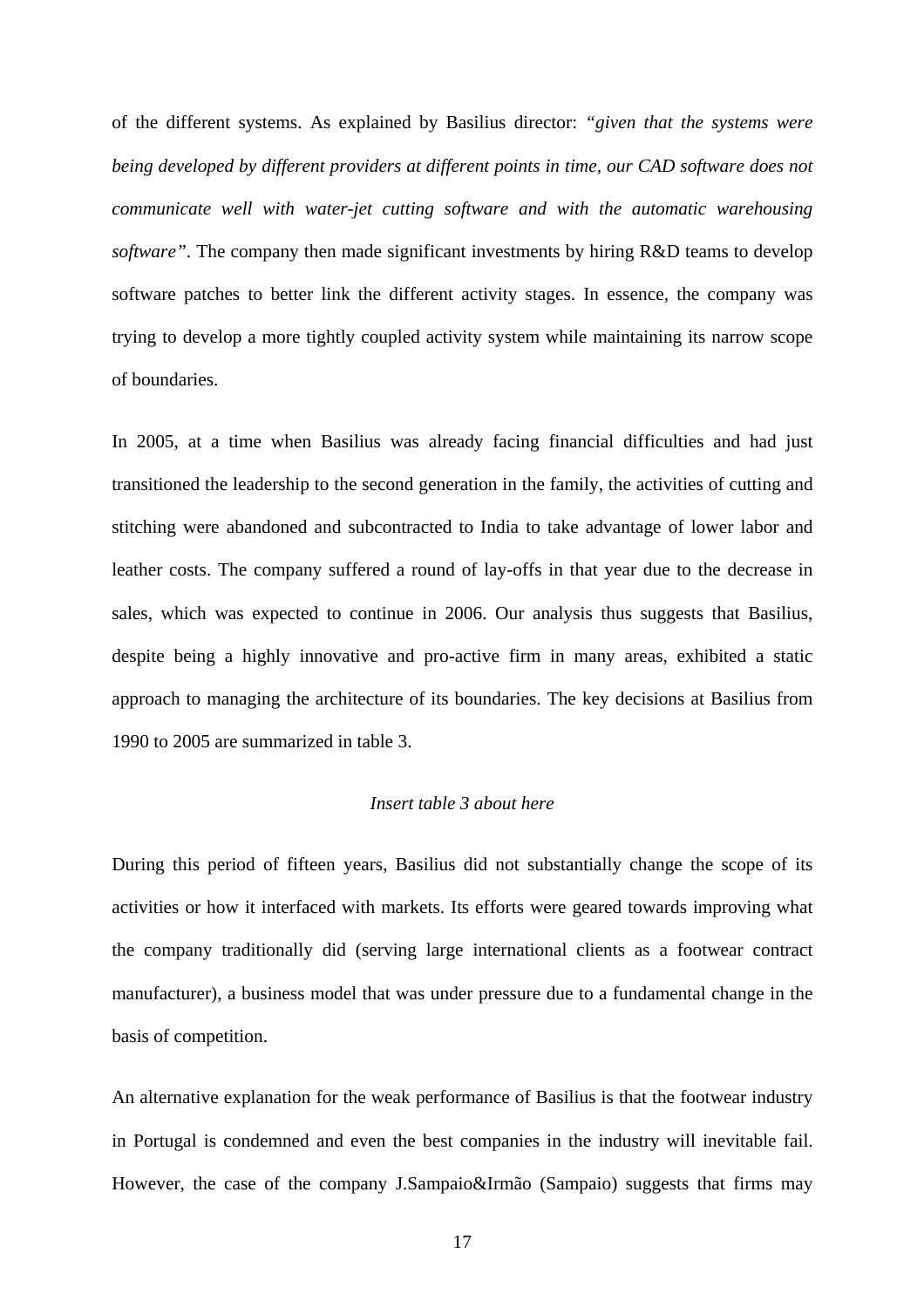of the different systems. As explained by Basilius director: *"given that the systems were being developed by different providers at different points in time, our CAD software does not communicate well with water-jet cutting software and with the automatic warehousing software"*. The company then made significant investments by hiring R&D teams to develop software patches to better link the different activity stages. In essence, the company was trying to develop a more tightly coupled activity system while maintaining its narrow scope of boundaries.

In 2005, at a time when Basilius was already facing financial difficulties and had just transitioned the leadership to the second generation in the family, the activities of cutting and stitching were abandoned and subcontracted to India to take advantage of lower labor and leather costs. The company suffered a round of lay-offs in that year due to the decrease in sales, which was expected to continue in 2006. Our analysis thus suggests that Basilius, despite being a highly innovative and pro-active firm in many areas, exhibited a static approach to managing the architecture of its boundaries. The key decisions at Basilius from 1990 to 2005 are summarized in table 3.

*Insert table 3 about here*

During this period of fifteen years, Basilius did not substantially change the scope of its activities or how it interfaced with markets. Its efforts were geared towards improving what the company traditionally did (serving large international clients as a footwear contract manufacturer), a business model that was under pressure due to a fundamental change in the basis of competition.

An alternative explanation for the weak performance of Basilius is that the footwear industry in Portugal is condemned and even the best companies in the industry will inevitable fail. However, the case of the company J.Sampaio&Irmão (Sampaio) suggests that firms may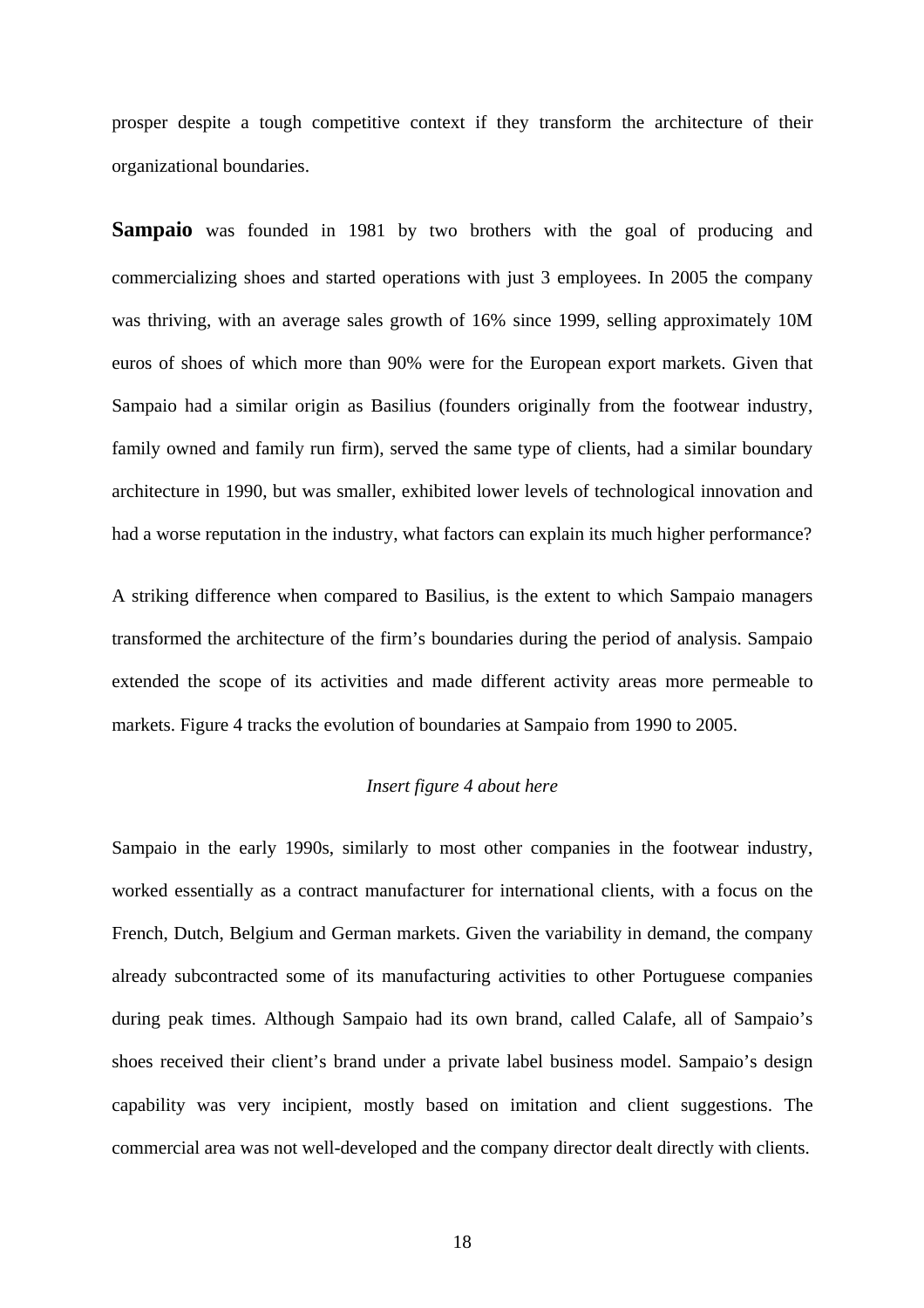prosper despite a tough competitive context if they transform the architecture of their organizational boundaries.

**Sampaio** was founded in 1981 by two brothers with the goal of producing and commercializing shoes and started operations with just 3 employees. In 2005 the company was thriving, with an average sales growth of 16% since 1999, selling approximately 10M euros of shoes of which more than 90% were for the European export markets. Given that Sampaio had a similar origin as Basilius (founders originally from the footwear industry, family owned and family run firm), served the same type of clients, had a similar boundary architecture in 1990, but was smaller, exhibited lower levels of technological innovation and had a worse reputation in the industry, what factors can explain its much higher performance?

A striking difference when compared to Basilius, is the extent to which Sampaio managers transformed the architecture of the firm's boundaries during the period of analysis. Sampaio extended the scope of its activities and made different activity areas more permeable to markets. Figure 4 tracks the evolution of boundaries at Sampaio from 1990 to 2005.

*Insert figure 4 about here*

Sampaio in the early 1990s, similarly to most other companies in the footwear industry, worked essentially as a contract manufacturer for international clients, with a focus on the French, Dutch, Belgium and German markets. Given the variability in demand, the company already subcontracted some of its manufacturing activities to other Portuguese companies during peak times. Although Sampaio had its own brand, called Calafe, all of Sampaio's shoes received their client's brand under a private label business model. Sampaio's design capability was very incipient, mostly based on imitation and client suggestions. The commercial area was not well-developed and the company director dealt directly with clients.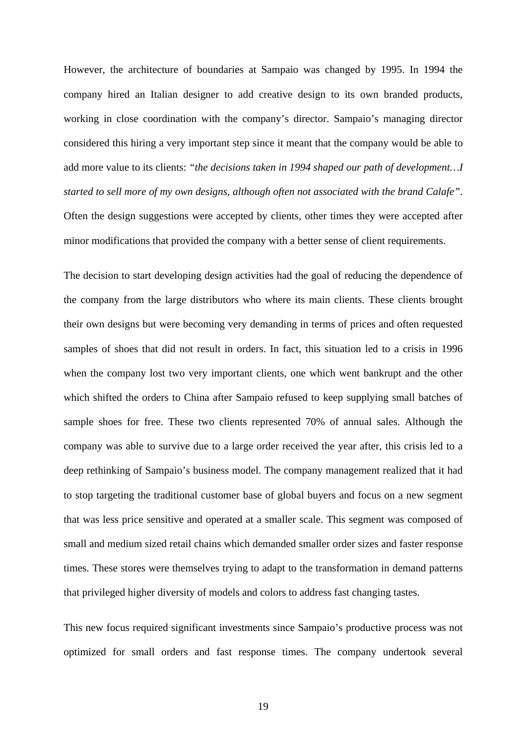However, the architecture of boundaries at Sampaio was changed by 1995. In 1994 the company hired an Italian designer to add creative design to its own branded products, working in close coordination with the company's director. Sampaio's managing director considered this hiring a very important step since it meant that the company would be able to add more value to its clients: *"the decisions taken in 1994 shaped our path of development…I started to sell more of my own designs, although often not associated with the brand Calafe"*. Often the design suggestions were accepted by clients, other times they were accepted after minor modifications that provided the company with a better sense of client requirements.

The decision to start developing design activities had the goal of reducing the dependence of the company from the large distributors who where its main clients. These clients brought their own designs but were becoming very demanding in terms of prices and often requested samples of shoes that did not result in orders. In fact, this situation led to a crisis in 1996 when the company lost two very important clients, one which went bankrupt and the other which shifted the orders to China after Sampaio refused to keep supplying small batches of sample shoes for free. These two clients represented 70% of annual sales. Although the company was able to survive due to a large order received the year after, this crisis led to a deep rethinking of Sampaio's business model. The company management realized that it had to stop targeting the traditional customer base of global buyers and focus on a new segment that was less price sensitive and operated at a smaller scale. This segment was composed of small and medium sized retail chains which demanded smaller order sizes and faster response times. These stores were themselves trying to adapt to the transformation in demand patterns that privileged higher diversity of models and colors to address fast changing tastes.

This new focus required significant investments since Sampaio's productive process was not optimized for small orders and fast response times. The company undertook several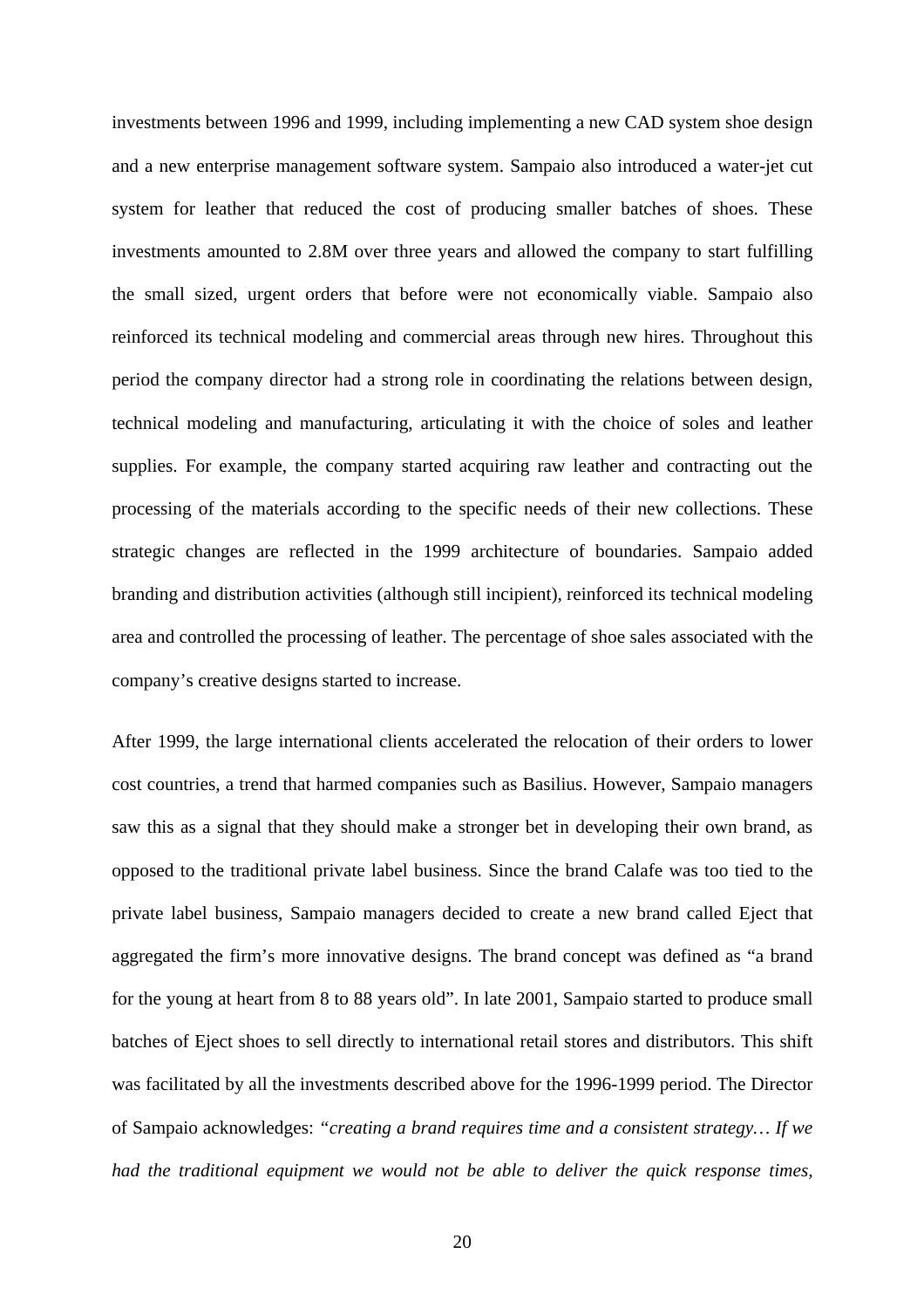investments between 1996 and 1999, including implementing a new CAD system shoe design and a new enterprise management software system. Sampaio also introduced a water-jet cut system for leather that reduced the cost of producing smaller batches of shoes. These investments amounted to 2.8M over three years and allowed the company to start fulfilling the small sized, urgent orders that before were not economically viable. Sampaio also reinforced its technical modeling and commercial areas through new hires. Throughout this period the company director had a strong role in coordinating the relations between design, technical modeling and manufacturing, articulating it with the choice of soles and leather supplies. For example, the company started acquiring raw leather and contracting out the processing of the materials according to the specific needs of their new collections. These strategic changes are reflected in the 1999 architecture of boundaries. Sampaio added branding and distribution activities (although still incipient), reinforced its technical modeling area and controlled the processing of leather. The percentage of shoe sales associated with the company's creative designs started to increase.

After 1999, the large international clients accelerated the relocation of their orders to lower cost countries, a trend that harmed companies such as Basilius. However, Sampaio managers saw this as a signal that they should make a stronger bet in developing their own brand, as opposed to the traditional private label business. Since the brand Calafe was too tied to the private label business, Sampaio managers decided to create a new brand called Eject that aggregated the firm's more innovative designs. The brand concept was defined as "a brand for the young at heart from 8 to 88 years old". In late 2001, Sampaio started to produce small batches of Eject shoes to sell directly to international retail stores and distributors. This shift was facilitated by all the investments described above for the 1996-1999 period. The Director of Sampaio acknowledges: *"creating a brand requires time and a consistent strategy… If we had the traditional equipment we would not be able to deliver the quick response times,*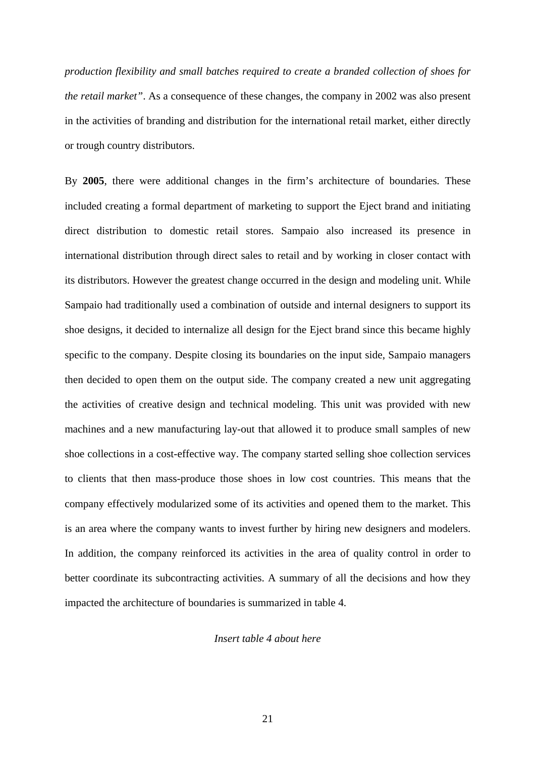*production flexibility and small batches required to create a branded collection of shoes for the retail market"*. As a consequence of these changes, the company in 2002 was also present in the activities of branding and distribution for the international retail market, either directly or trough country distributors.

By **2005**, there were additional changes in the firm's architecture of boundaries. These included creating a formal department of marketing to support the Eject brand and initiating direct distribution to domestic retail stores. Sampaio also increased its presence in international distribution through direct sales to retail and by working in closer contact with its distributors. However the greatest change occurred in the design and modeling unit. While Sampaio had traditionally used a combination of outside and internal designers to support its shoe designs, it decided to internalize all design for the Eject brand since this became highly specific to the company. Despite closing its boundaries on the input side, Sampaio managers then decided to open them on the output side. The company created a new unit aggregating the activities of creative design and technical modeling. This unit was provided with new machines and a new manufacturing lay-out that allowed it to produce small samples of new shoe collections in a cost-effective way. The company started selling shoe collection services to clients that then mass-produce those shoes in low cost countries. This means that the company effectively modularized some of its activities and opened them to the market. This is an area where the company wants to invest further by hiring new designers and modelers. In addition, the company reinforced its activities in the area of quality control in order to better coordinate its subcontracting activities. A summary of all the decisions and how they impacted the architecture of boundaries is summarized in table 4.

*Insert table 4 about here*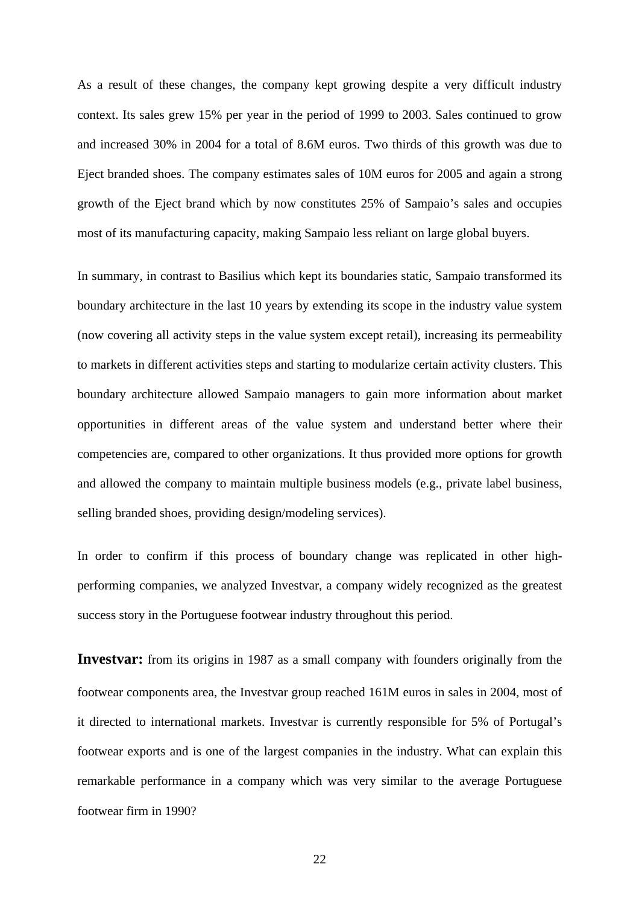As a result of these changes, the company kept growing despite a very difficult industry context. Its sales grew 15% per year in the period of 1999 to 2003. Sales continued to grow and increased 30% in 2004 for a total of 8.6M euros. Two thirds of this growth was due to Eject branded shoes. The company estimates sales of 10M euros for 2005 and again a strong growth of the Eject brand which by now constitutes 25% of Sampaio's sales and occupies most of its manufacturing capacity, making Sampaio less reliant on large global buyers.

In summary, in contrast to Basilius which kept its boundaries static, Sampaio transformed its boundary architecture in the last 10 years by extending its scope in the industry value system (now covering all activity steps in the value system except retail), increasing its permeability to markets in different activities steps and starting to modularize certain activity clusters. This boundary architecture allowed Sampaio managers to gain more information about market opportunities in different areas of the value system and understand better where their competencies are, compared to other organizations. It thus provided more options for growth and allowed the company to maintain multiple business models (e.g., private label business, selling branded shoes, providing design/modeling services).

In order to confirm if this process of boundary change was replicated in other high-performing companies, we analyzed Investvar, a company widely recognized as the greatest success story in the Portuguese footwear industry throughout this period.

**Investvar:** from its origins in 1987 as a small company with founders originally from the footwear components area, the Investvar group reached 161M euros in sales in 2004, most of it directed to international markets. Investvar is currently responsible for 5% of Portugal's footwear exports and is one of the largest companies in the industry. What can explain this remarkable performance in a company which was very similar to the average Portuguese footwear firm in 1990?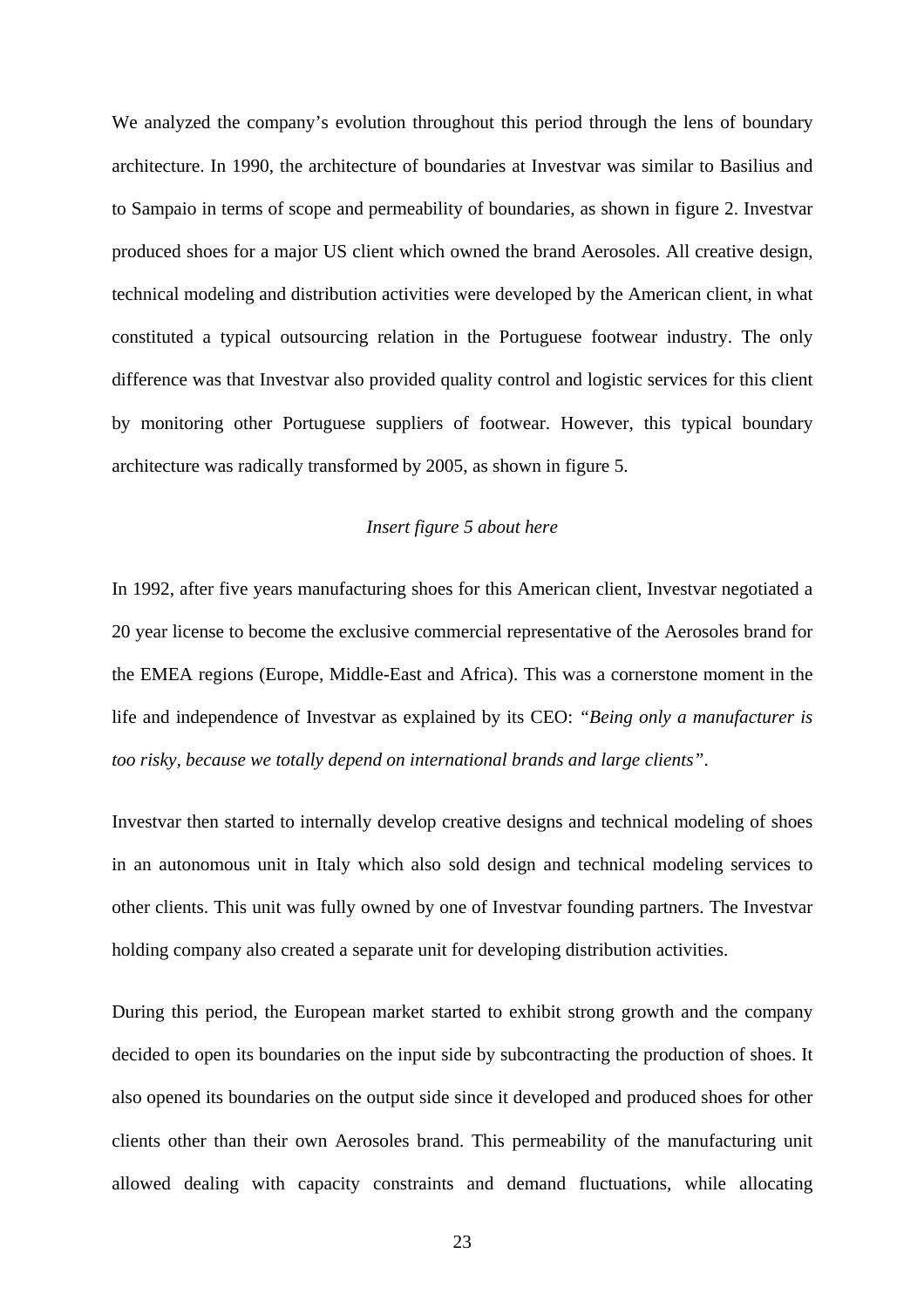We analyzed the company's evolution throughout this period through the lens of boundary architecture. In 1990, the architecture of boundaries at Investvar was similar to Basilius and to Sampaio in terms of scope and permeability of boundaries, as shown in figure 2. Investvar produced shoes for a major US client which owned the brand Aerosoles. All creative design, technical modeling and distribution activities were developed by the American client, in what constituted a typical outsourcing relation in the Portuguese footwear industry. The only difference was that Investvar also provided quality control and logistic services for this client by monitoring other Portuguese suppliers of footwear. However, this typical boundary architecture was radically transformed by 2005, as shown in figure 5.

*Insert figure 5 about here*

In 1992, after five years manufacturing shoes for this American client, Investvar negotiated a 20 year license to become the exclusive commercial representative of the Aerosoles brand for the EMEA regions (Europe, Middle-East and Africa). This was a cornerstone moment in the life and independence of Investvar as explained by its CEO: *"Being only a manufacturer is too risky, because we totally depend on international brands and large clients"*.

Investvar then started to internally develop creative designs and technical modeling of shoes in an autonomous unit in Italy which also sold design and technical modeling services to other clients. This unit was fully owned by one of Investvar founding partners. The Investvar holding company also created a separate unit for developing distribution activities.

During this period, the European market started to exhibit strong growth and the company decided to open its boundaries on the input side by subcontracting the production of shoes. It also opened its boundaries on the output side since it developed and produced shoes for other clients other than their own Aerosoles brand. This permeability of the manufacturing unit allowed dealing with capacity constraints and demand fluctuations, while allocating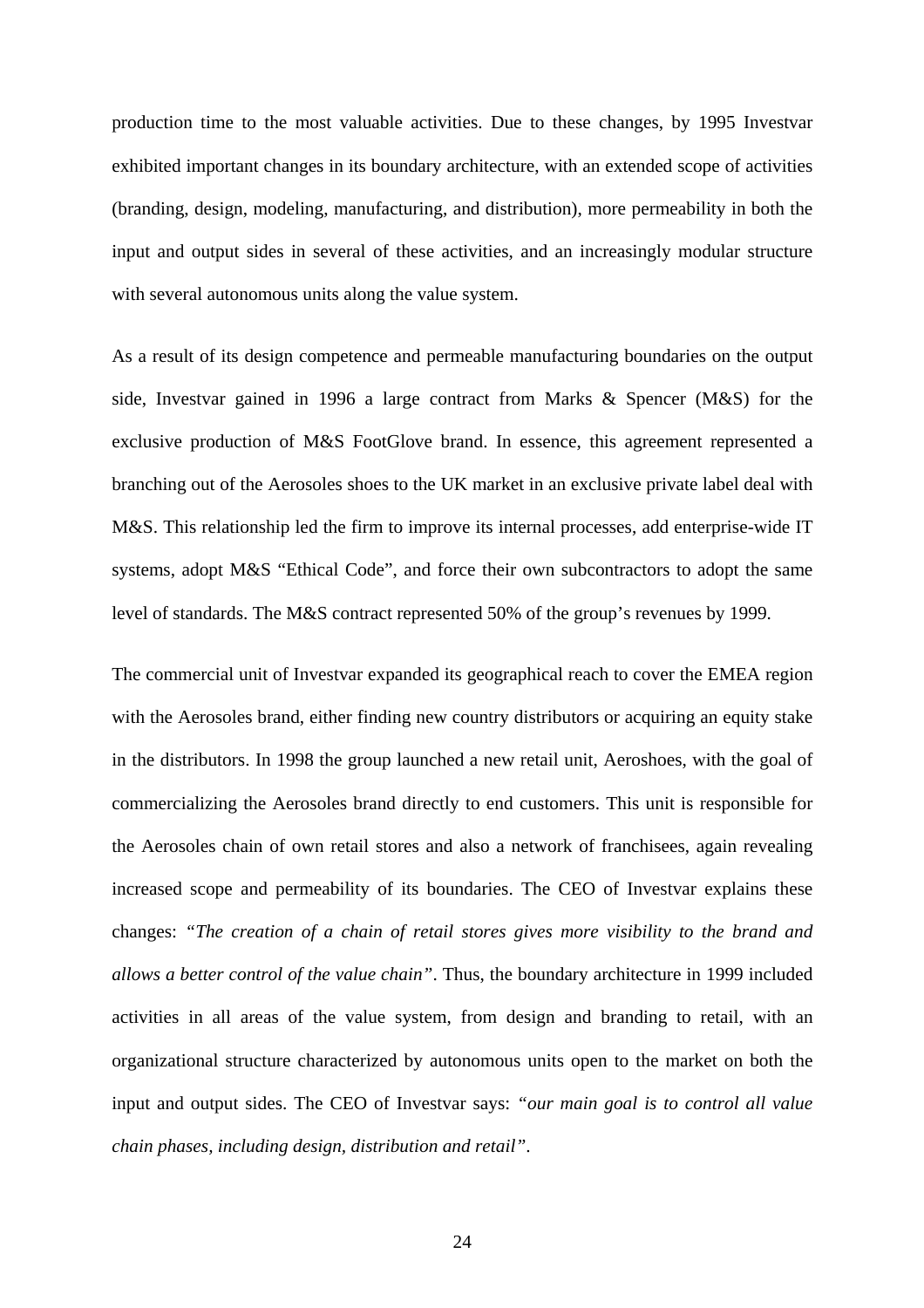production time to the most valuable activities. Due to these changes, by 1995 Investvar exhibited important changes in its boundary architecture, with an extended scope of activities (branding, design, modeling, manufacturing, and distribution), more permeability in both the input and output sides in several of these activities, and an increasingly modular structure with several autonomous units along the value system.

As a result of its design competence and permeable manufacturing boundaries on the output side, Investvar gained in 1996 a large contract from Marks & Spencer (M&S) for the exclusive production of M&S FootGlove brand. In essence, this agreement represented a branching out of the Aerosoles shoes to the UK market in an exclusive private label deal with M&S. This relationship led the firm to improve its internal processes, add enterprise-wide IT systems, adopt M&S "Ethical Code", and force their own subcontractors to adopt the same level of standards. The M&S contract represented 50% of the group's revenues by 1999.

The commercial unit of Investvar expanded its geographical reach to cover the EMEA region with the Aerosoles brand, either finding new country distributors or acquiring an equity stake in the distributors. In 1998 the group launched a new retail unit, Aeroshoes, with the goal of commercializing the Aerosoles brand directly to end customers. This unit is responsible for the Aerosoles chain of own retail stores and also a network of franchisees, again revealing increased scope and permeability of its boundaries. The CEO of Investvar explains these changes: "*The creation of a chain of retail stores gives more visibility to the brand and allows a better control of the value chain*". Thus, the boundary architecture in 1999 included activities in all areas of the value system, from design and branding to retail, with an organizational structure characterized by autonomous units open to the market on both the input and output sides. The CEO of Investvar says: "*our main goal is to control all value chain phases, including design, distribution and retail*".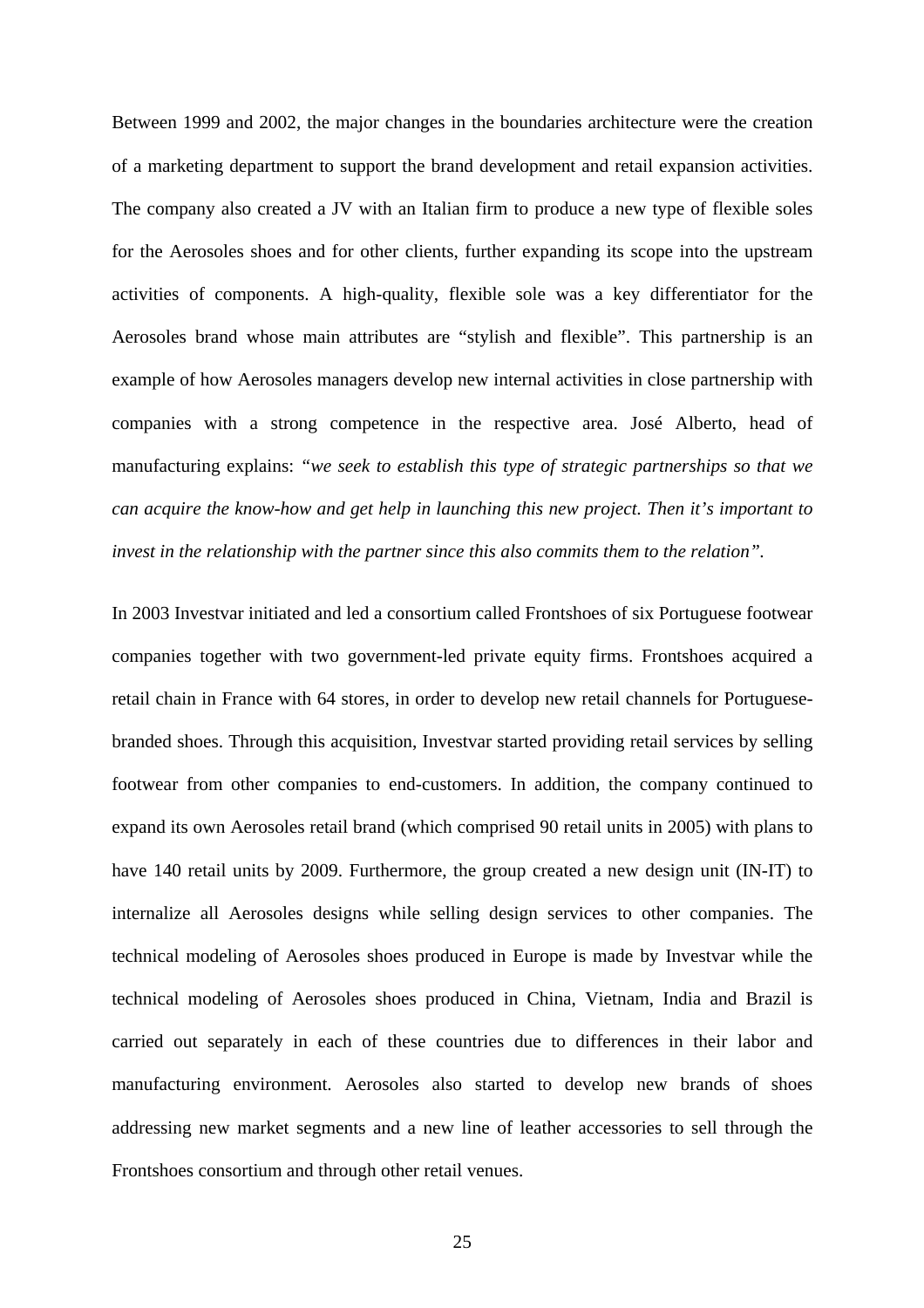Between 1999 and 2002, the major changes in the boundaries architecture were the creation of a marketing department to support the brand development and retail expansion activities. The company also created a JV with an Italian firm to produce a new type of flexible soles for the Aerosoles shoes and for other clients, further expanding its scope into the upstream activities of components. A high-quality, flexible sole was a key differentiator for the Aerosoles brand whose main attributes are "stylish and flexible". This partnership is an example of how Aerosoles managers develop new internal activities in close partnership with companies with a strong competence in the respective area. José Alberto, head of manufacturing explains: "*we seek to establish this type of strategic partnerships so that we can acquire the know-how and get help in launching this new project. Then it's important to invest in the relationship with the partner since this also commits them to the relation*".

In 2003 Investvar initiated and led a consortium called Frontshoes of six Portuguese footwear companies together with two government-led private equity firms. Frontshoes acquired a retail chain in France with 64 stores, in order to develop new retail channels for Portuguese-branded shoes. Through this acquisition, Investvar started providing retail services by selling footwear from other companies to end-customers. In addition, the company continued to expand its own Aerosoles retail brand (which comprised 90 retail units in 2005) with plans to have 140 retail units by 2009. Furthermore, the group created a new design unit (IN-IT) to internalize all Aerosoles designs while selling design services to other companies. The technical modeling of Aerosoles shoes produced in Europe is made by Investvar while the technical modeling of Aerosoles shoes produced in China, Vietnam, India and Brazil is carried out separately in each of these countries due to differences in their labor and manufacturing environment. Aerosoles also started to develop new brands of shoes addressing new market segments and a new line of leather accessories to sell through the Frontshoes consortium and through other retail venues.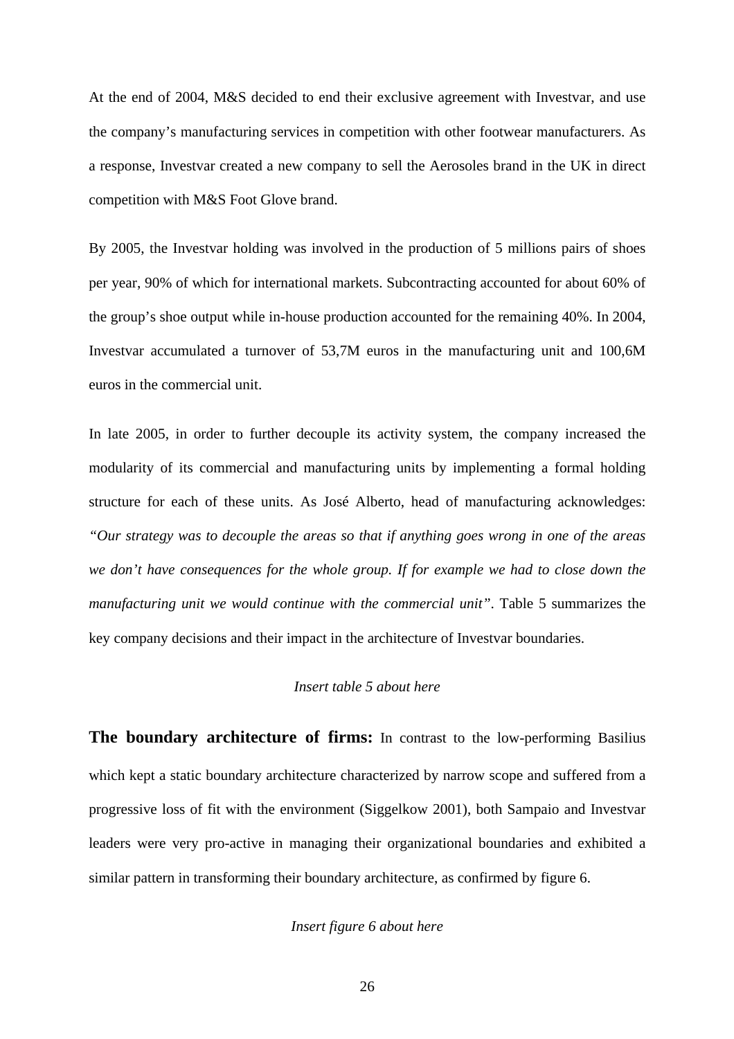At the end of 2004, M&S decided to end their exclusive agreement with Investvar, and use the company's manufacturing services in competition with other footwear manufacturers. As a response, Investvar created a new company to sell the Aerosoles brand in the UK in direct competition with M&S Foot Glove brand.

By 2005, the Investvar holding was involved in the production of 5 millions pairs of shoes per year, 90% of which for international markets. Subcontracting accounted for about 60% of the group's shoe output while in-house production accounted for the remaining 40%. In 2004, Investvar accumulated a turnover of 53,7M euros in the manufacturing unit and 100,6M euros in the commercial unit.

In late 2005, in order to further decouple its activity system, the company increased the modularity of its commercial and manufacturing units by implementing a formal holding structure for each of these units. As José Alberto, head of manufacturing acknowledges: *"Our strategy was to decouple the areas so that if anything goes wrong in one of the areas we don't have consequences for the whole group. If for example we had to close down the manufacturing unit we would continue with the commercial unit"*. Table 5 summarizes the key company decisions and their impact in the architecture of Investvar boundaries.

*Insert table 5 about here*

**The boundary architecture of firms:** In contrast to the low-performing Basilius which kept a static boundary architecture characterized by narrow scope and suffered from a progressive loss of fit with the environment (Siggelkow 2001), both Sampaio and Investvar leaders were very pro-active in managing their organizational boundaries and exhibited a similar pattern in transforming their boundary architecture, as confirmed by figure 6.

*Insert figure 6 about here*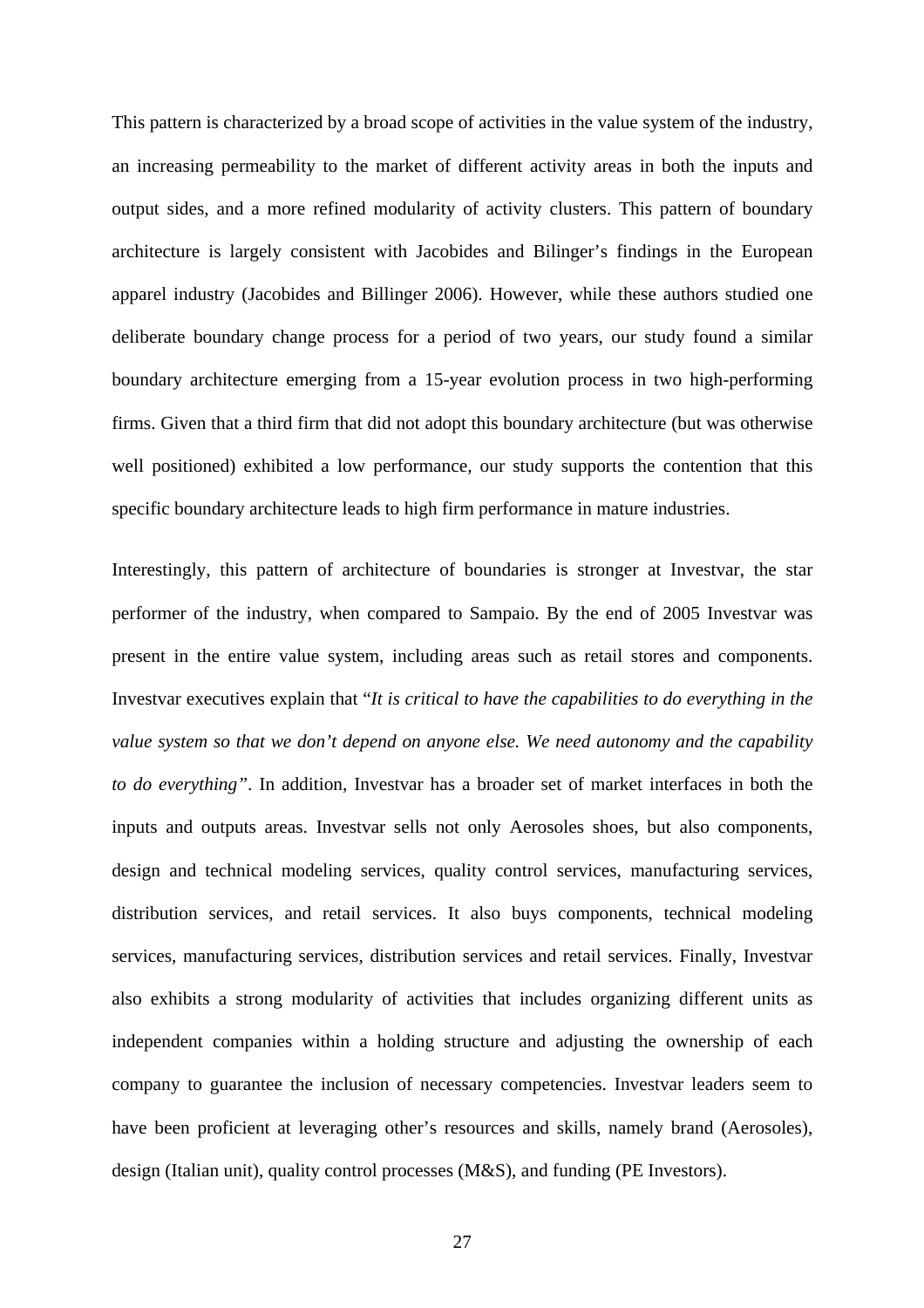This pattern is characterized by a broad scope of activities in the value system of the industry, an increasing permeability to the market of different activity areas in both the inputs and output sides, and a more refined modularity of activity clusters. This pattern of boundary architecture is largely consistent with Jacobides and Bilinger's findings in the European apparel industry (Jacobides and Billinger 2006). However, while these authors studied one deliberate boundary change process for a period of two years, our study found a similar boundary architecture emerging from a 15-year evolution process in two high-performing firms. Given that a third firm that did not adopt this boundary architecture (but was otherwise well positioned) exhibited a low performance, our study supports the contention that this specific boundary architecture leads to high firm performance in mature industries.

Interestingly, this pattern of architecture of boundaries is stronger at Investvar, the star performer of the industry, when compared to Sampaio. By the end of 2005 Investvar was present in the entire value system, including areas such as retail stores and components. Investvar executives explain that "*It is critical to have the capabilities to do everything in the value system so that we don't depend on anyone else. We need autonomy and the capability to do everything*". In addition, Investvar has a broader set of market interfaces in both the inputs and outputs areas. Investvar sells not only Aerosoles shoes, but also components, design and technical modeling services, quality control services, manufacturing services, distribution services, and retail services. It also buys components, technical modeling services, manufacturing services, distribution services and retail services. Finally, Investvar also exhibits a strong modularity of activities that includes organizing different units as independent companies within a holding structure and adjusting the ownership of each company to guarantee the inclusion of necessary competencies. Investvar leaders seem to have been proficient at leveraging other's resources and skills, namely brand (Aerosoles), design (Italian unit), quality control processes (M&S), and funding (PE Investors).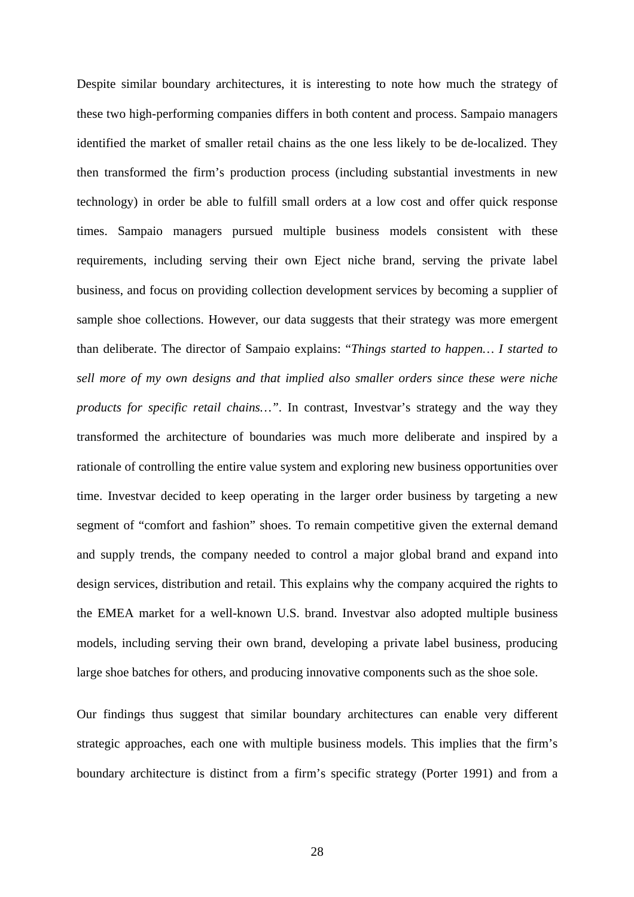Despite similar boundary architectures, it is interesting to note how much the strategy of these two high-performing companies differs in both content and process. Sampaio managers identified the market of smaller retail chains as the one less likely to be de-localized. They then transformed the firm's production process (including substantial investments in new technology) in order be able to fulfill small orders at a low cost and offer quick response times. Sampaio managers pursued multiple business models consistent with these requirements, including serving their own Eject niche brand, serving the private label business, and focus on providing collection development services by becoming a supplier of sample shoe collections. However, our data suggests that their strategy was more emergent than deliberate. The director of Sampaio explains: "*Things started to happen… I started to sell more of my own designs and that implied also smaller orders since these were niche products for specific retail chains…*". In contrast, Investvar's strategy and the way they transformed the architecture of boundaries was much more deliberate and inspired by a rationale of controlling the entire value system and exploring new business opportunities over time. Investvar decided to keep operating in the larger order business by targeting a new segment of "comfort and fashion" shoes. To remain competitive given the external demand and supply trends, the company needed to control a major global brand and expand into design services, distribution and retail. This explains why the company acquired the rights to the EMEA market for a well-known U.S. brand. Investvar also adopted multiple business models, including serving their own brand, developing a private label business, producing large shoe batches for others, and producing innovative components such as the shoe sole.

Our findings thus suggest that similar boundary architectures can enable very different strategic approaches, each one with multiple business models. This implies that the firm's boundary architecture is distinct from a firm's specific strategy (Porter 1991) and from a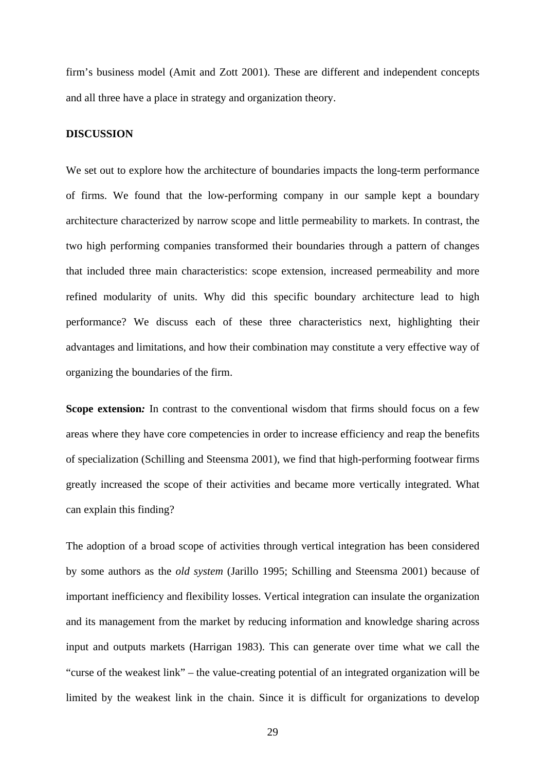firm's business model (Amit and Zott 2001). These are different and independent concepts and all three have a place in strategy and organization theory.

## DISCUSSION

We set out to explore how the architecture of boundaries impacts the long-term performance of firms. We found that the low-performing company in our sample kept a boundary architecture characterized by narrow scope and little permeability to markets. In contrast, the two high performing companies transformed their boundaries through a pattern of changes that included three main characteristics: scope extension, increased permeability and more refined modularity of units. Why did this specific boundary architecture lead to high performance? We discuss each of these three characteristics next, highlighting their advantages and limitations, and how their combination may constitute a very effective way of organizing the boundaries of the firm.

**Scope extension***:* In contrast to the conventional wisdom that firms should focus on a few areas where they have core competencies in order to increase efficiency and reap the benefits of specialization (Schilling and Steensma 2001), we find that high-performing footwear firms greatly increased the scope of their activities and became more vertically integrated. What can explain this finding?

The adoption of a broad scope of activities through vertical integration has been considered by some authors as the *old system* (Jarillo 1995; Schilling and Steensma 2001) because of important inefficiency and flexibility losses. Vertical integration can insulate the organization and its management from the market by reducing information and knowledge sharing across input and outputs markets (Harrigan 1983). This can generate over time what we call the "curse of the weakest link" – the value-creating potential of an integrated organization will be limited by the weakest link in the chain. Since it is difficult for organizations to develop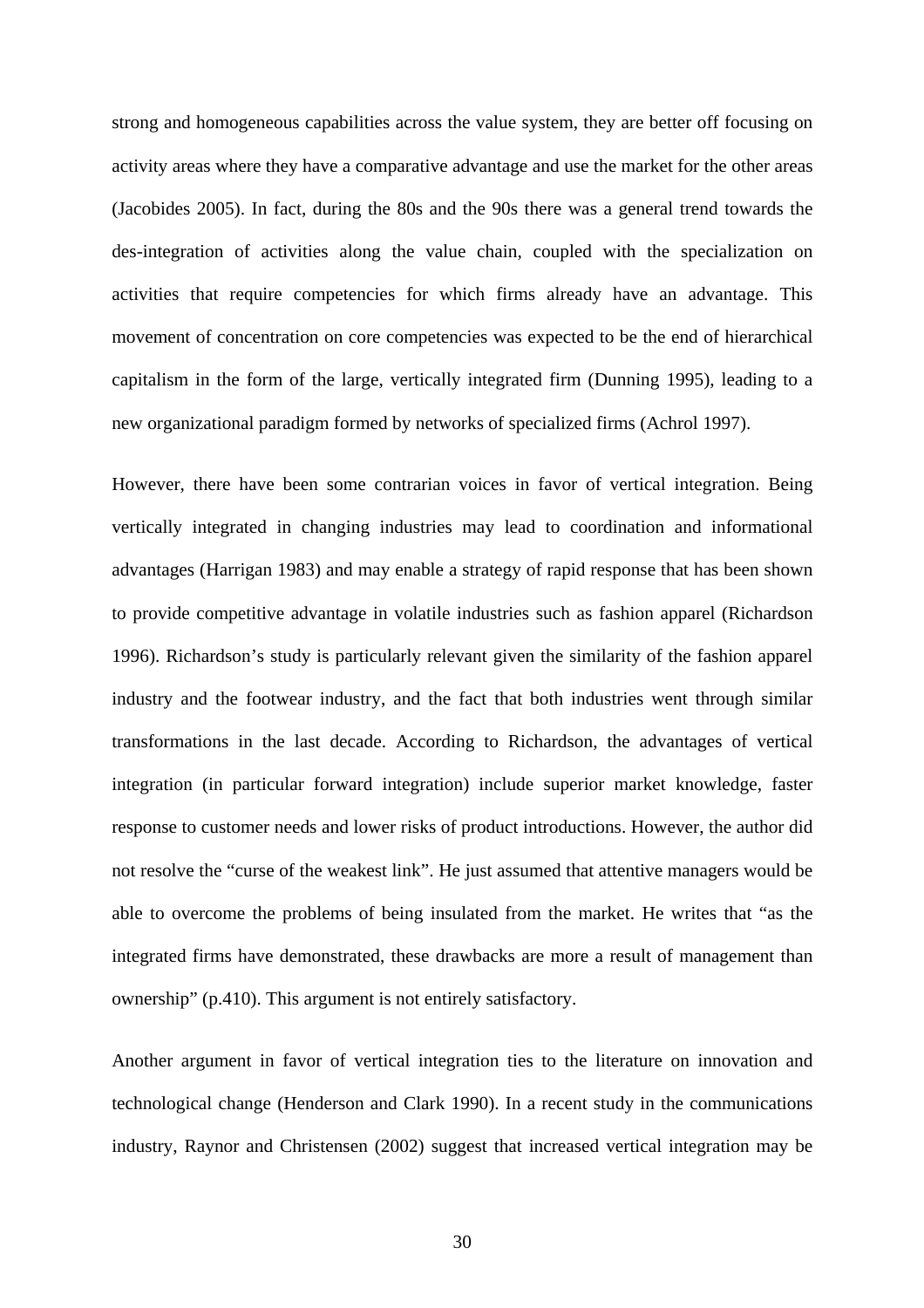strong and homogeneous capabilities across the value system, they are better off focusing on activity areas where they have a comparative advantage and use the market for the other areas (Jacobides 2005). In fact, during the 80s and the 90s there was a general trend towards the des-integration of activities along the value chain, coupled with the specialization on activities that require competencies for which firms already have an advantage. This movement of concentration on core competencies was expected to be the end of hierarchical capitalism in the form of the large, vertically integrated firm (Dunning 1995), leading to a new organizational paradigm formed by networks of specialized firms (Achrol 1997).

However, there have been some contrarian voices in favor of vertical integration. Being vertically integrated in changing industries may lead to coordination and informational advantages (Harrigan 1983) and may enable a strategy of rapid response that has been shown to provide competitive advantage in volatile industries such as fashion apparel (Richardson 1996). Richardson's study is particularly relevant given the similarity of the fashion apparel industry and the footwear industry, and the fact that both industries went through similar transformations in the last decade. According to Richardson, the advantages of vertical integration (in particular forward integration) include superior market knowledge, faster response to customer needs and lower risks of product introductions. However, the author did not resolve the "curse of the weakest link". He just assumed that attentive managers would be able to overcome the problems of being insulated from the market. He writes that "as the integrated firms have demonstrated, these drawbacks are more a result of management than ownership" (p.410). This argument is not entirely satisfactory.

Another argument in favor of vertical integration ties to the literature on innovation and technological change (Henderson and Clark 1990). In a recent study in the communications industry, Raynor and Christensen (2002) suggest that increased vertical integration may be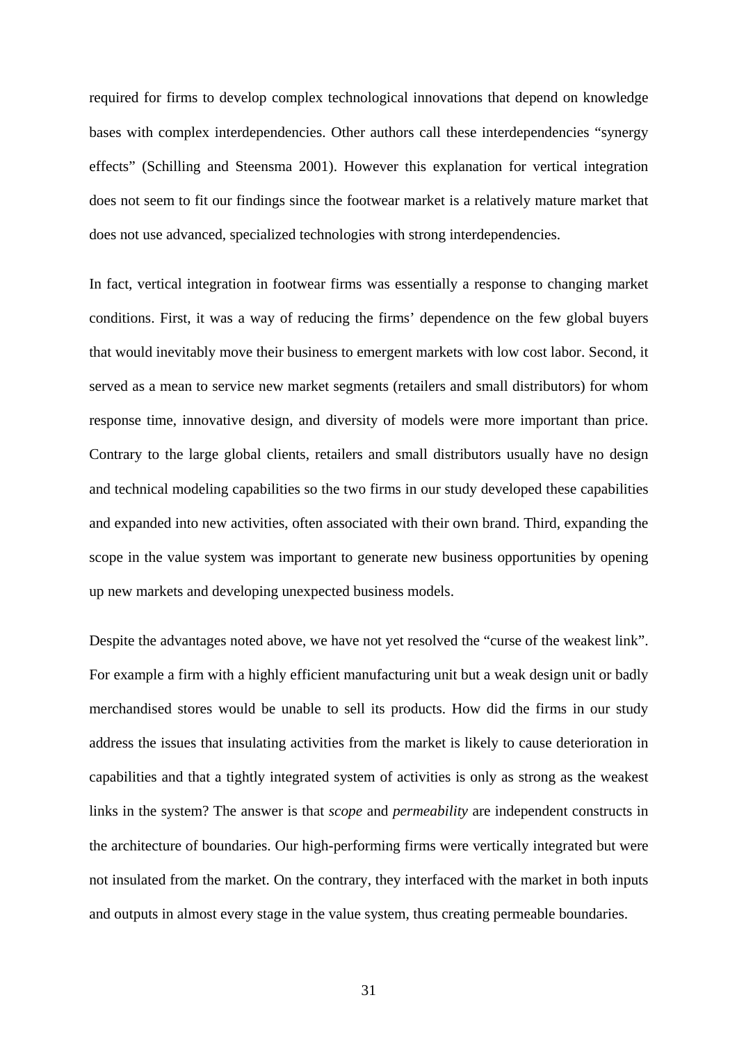required for firms to develop complex technological innovations that depend on knowledge bases with complex interdependencies. Other authors call these interdependencies "synergy effects" (Schilling and Steensma 2001). However this explanation for vertical integration does not seem to fit our findings since the footwear market is a relatively mature market that does not use advanced, specialized technologies with strong interdependencies.

In fact, vertical integration in footwear firms was essentially a response to changing market conditions. First, it was a way of reducing the firms' dependence on the few global buyers that would inevitably move their business to emergent markets with low cost labor. Second, it served as a mean to service new market segments (retailers and small distributors) for whom response time, innovative design, and diversity of models were more important than price. Contrary to the large global clients, retailers and small distributors usually have no design and technical modeling capabilities so the two firms in our study developed these capabilities and expanded into new activities, often associated with their own brand. Third, expanding the scope in the value system was important to generate new business opportunities by opening up new markets and developing unexpected business models.

Despite the advantages noted above, we have not yet resolved the "curse of the weakest link". For example a firm with a highly efficient manufacturing unit but a weak design unit or badly merchandised stores would be unable to sell its products. How did the firms in our study address the issues that insulating activities from the market is likely to cause deterioration in capabilities and that a tightly integrated system of activities is only as strong as the weakest links in the system? The answer is that *scope* and *permeability* are independent constructs in the architecture of boundaries. Our high-performing firms were vertically integrated but were not insulated from the market. On the contrary, they interfaced with the market in both inputs and outputs in almost every stage in the value system, thus creating permeable boundaries.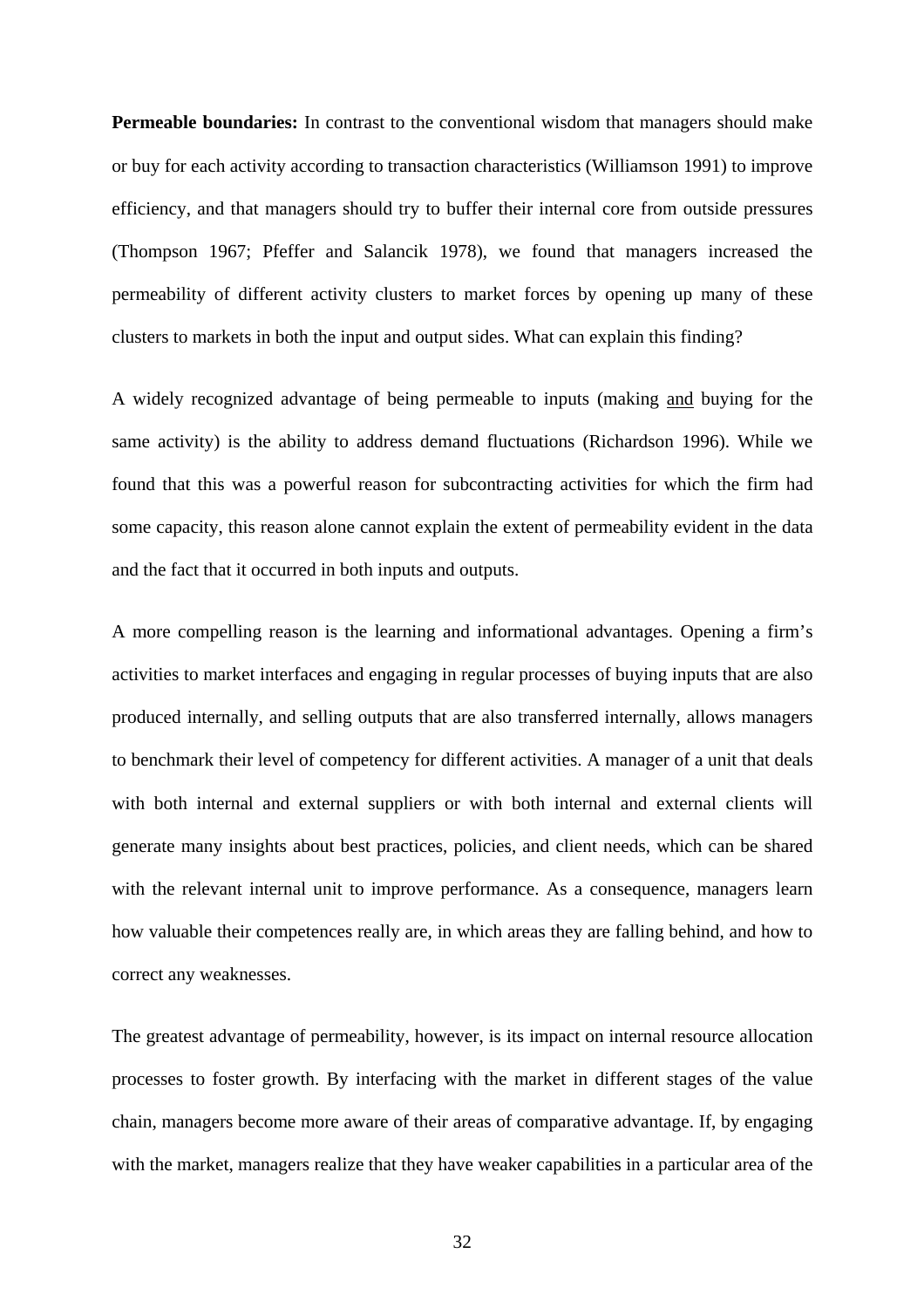**Permeable boundaries:** In contrast to the conventional wisdom that managers should make or buy for each activity according to transaction characteristics (Williamson 1991) to improve efficiency, and that managers should try to buffer their internal core from outside pressures (Thompson 1967; Pfeffer and Salancik 1978), we found that managers increased the permeability of different activity clusters to market forces by opening up many of these clusters to markets in both the input and output sides. What can explain this finding?

A widely recognized advantage of being permeable to inputs (making and buying for the same activity) is the ability to address demand fluctuations (Richardson 1996). While we found that this was a powerful reason for subcontracting activities for which the firm had some capacity, this reason alone cannot explain the extent of permeability evident in the data and the fact that it occurred in both inputs and outputs.

A more compelling reason is the learning and informational advantages. Opening a firm's activities to market interfaces and engaging in regular processes of buying inputs that are also produced internally, and selling outputs that are also transferred internally, allows managers to benchmark their level of competency for different activities. A manager of a unit that deals with both internal and external suppliers or with both internal and external clients will generate many insights about best practices, policies, and client needs, which can be shared with the relevant internal unit to improve performance. As a consequence, managers learn how valuable their competences really are, in which areas they are falling behind, and how to correct any weaknesses.

The greatest advantage of permeability, however, is its impact on internal resource allocation processes to foster growth. By interfacing with the market in different stages of the value chain, managers become more aware of their areas of comparative advantage. If, by engaging with the market, managers realize that they have weaker capabilities in a particular area of the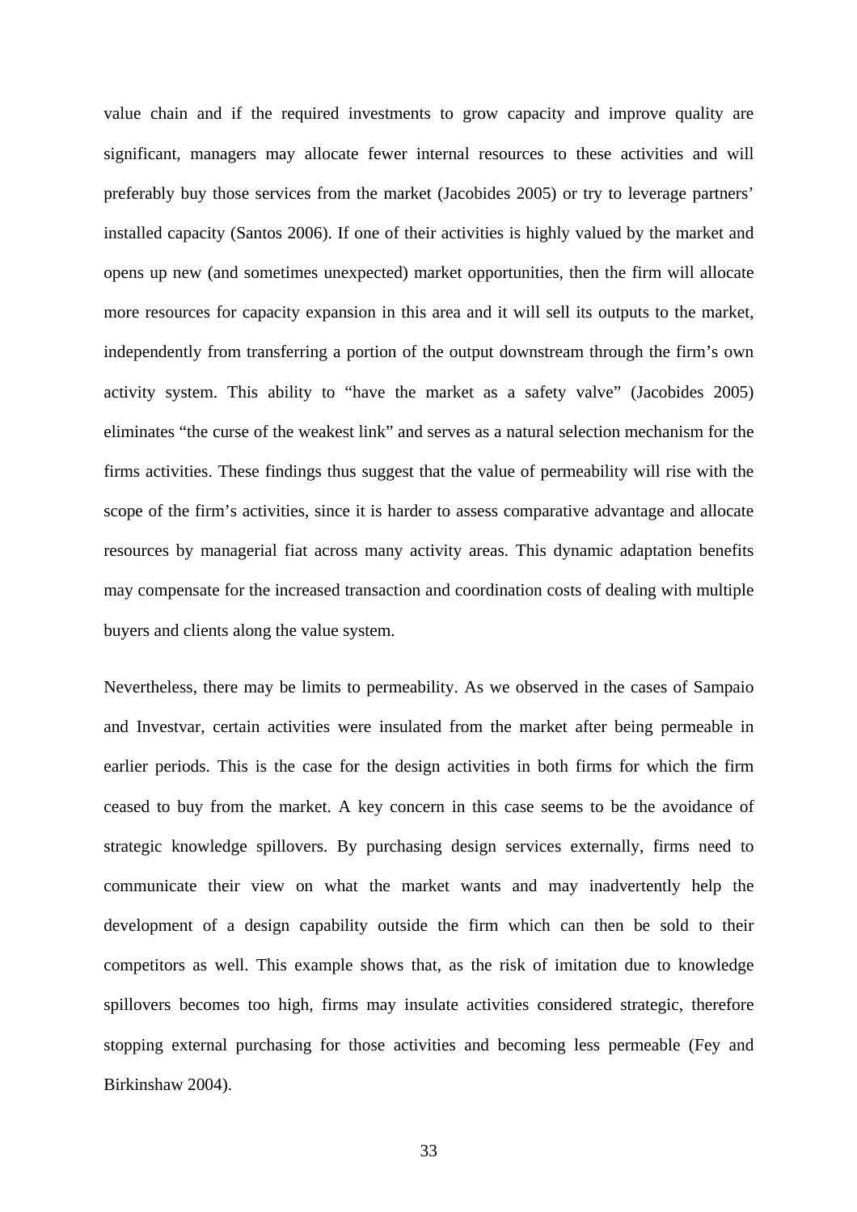value chain and if the required investments to grow capacity and improve quality are significant, managers may allocate fewer internal resources to these activities and will preferably buy those services from the market (Jacobides 2005) or try to leverage partners' installed capacity (Santos 2006). If one of their activities is highly valued by the market and opens up new (and sometimes unexpected) market opportunities, then the firm will allocate more resources for capacity expansion in this area and it will sell its outputs to the market, independently from transferring a portion of the output downstream through the firm's own activity system. This ability to "have the market as a safety valve" (Jacobides 2005) eliminates "the curse of the weakest link" and serves as a natural selection mechanism for the firms activities. These findings thus suggest that the value of permeability will rise with the scope of the firm's activities, since it is harder to assess comparative advantage and allocate resources by managerial fiat across many activity areas. This dynamic adaptation benefits may compensate for the increased transaction and coordination costs of dealing with multiple buyers and clients along the value system.

Nevertheless, there may be limits to permeability. As we observed in the cases of Sampaio and Investvar, certain activities were insulated from the market after being permeable in earlier periods. This is the case for the design activities in both firms for which the firm ceased to buy from the market. A key concern in this case seems to be the avoidance of strategic knowledge spillovers. By purchasing design services externally, firms need to communicate their view on what the market wants and may inadvertently help the development of a design capability outside the firm which can then be sold to their competitors as well. This example shows that, as the risk of imitation due to knowledge spillovers becomes too high, firms may insulate activities considered strategic, therefore stopping external purchasing for those activities and becoming less permeable (Fey and Birkinshaw 2004).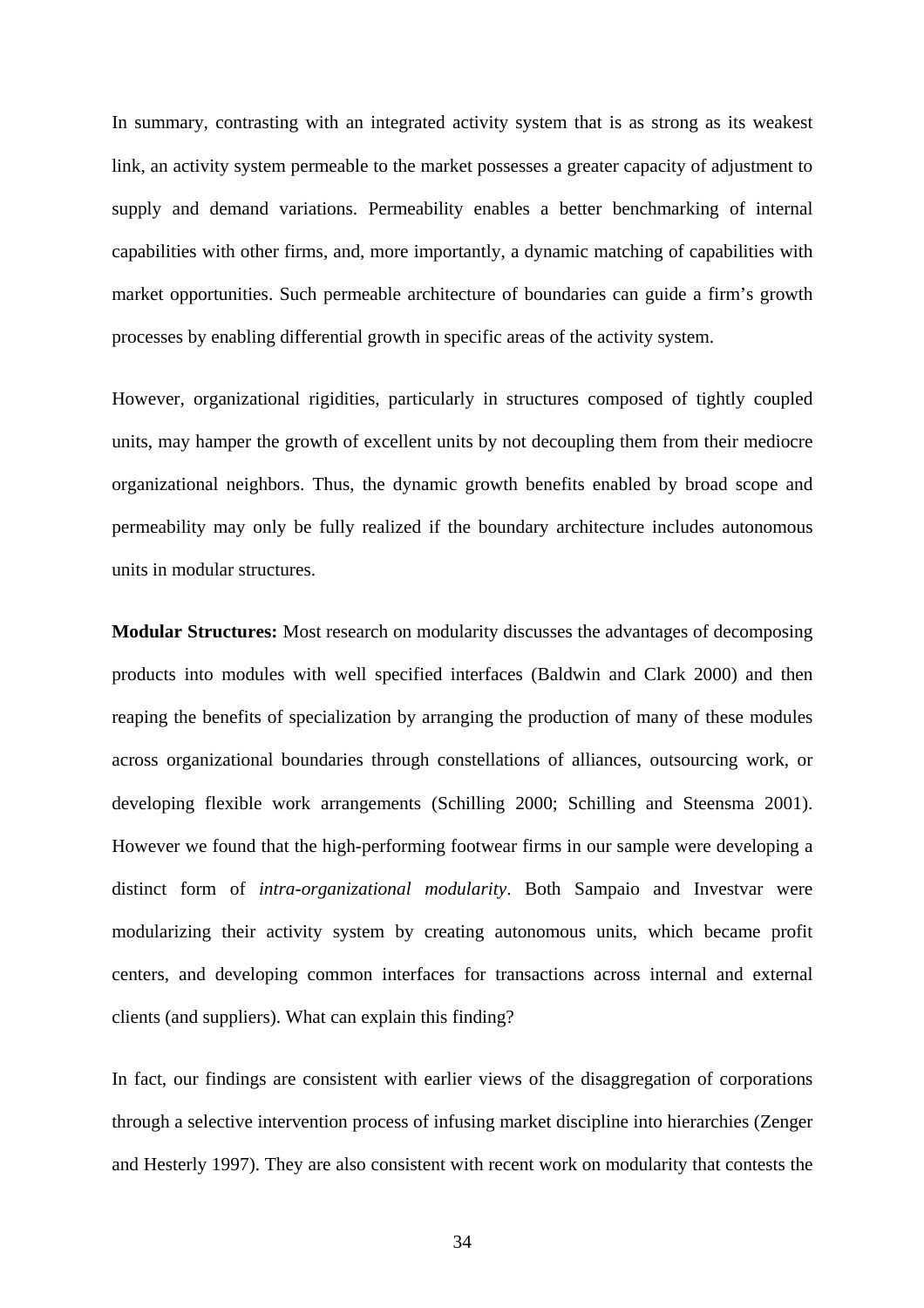In summary, contrasting with an integrated activity system that is as strong as its weakest link, an activity system permeable to the market possesses a greater capacity of adjustment to supply and demand variations. Permeability enables a better benchmarking of internal capabilities with other firms, and, more importantly, a dynamic matching of capabilities with market opportunities. Such permeable architecture of boundaries can guide a firm's growth processes by enabling differential growth in specific areas of the activity system.

However, organizational rigidities, particularly in structures composed of tightly coupled units, may hamper the growth of excellent units by not decoupling them from their mediocre organizational neighbors. Thus, the dynamic growth benefits enabled by broad scope and permeability may only be fully realized if the boundary architecture includes autonomous units in modular structures.

**Modular Structures:** Most research on modularity discusses the advantages of decomposing products into modules with well specified interfaces (Baldwin and Clark 2000) and then reaping the benefits of specialization by arranging the production of many of these modules across organizational boundaries through constellations of alliances, outsourcing work, or developing flexible work arrangements (Schilling 2000; Schilling and Steensma 2001). However we found that the high-performing footwear firms in our sample were developing a distinct form of *intra-organizational modularity*. Both Sampaio and Investvar were modularizing their activity system by creating autonomous units, which became profit centers, and developing common interfaces for transactions across internal and external clients (and suppliers). What can explain this finding?

In fact, our findings are consistent with earlier views of the disaggregation of corporations through a selective intervention process of infusing market discipline into hierarchies (Zenger and Hesterly 1997). They are also consistent with recent work on modularity that contests the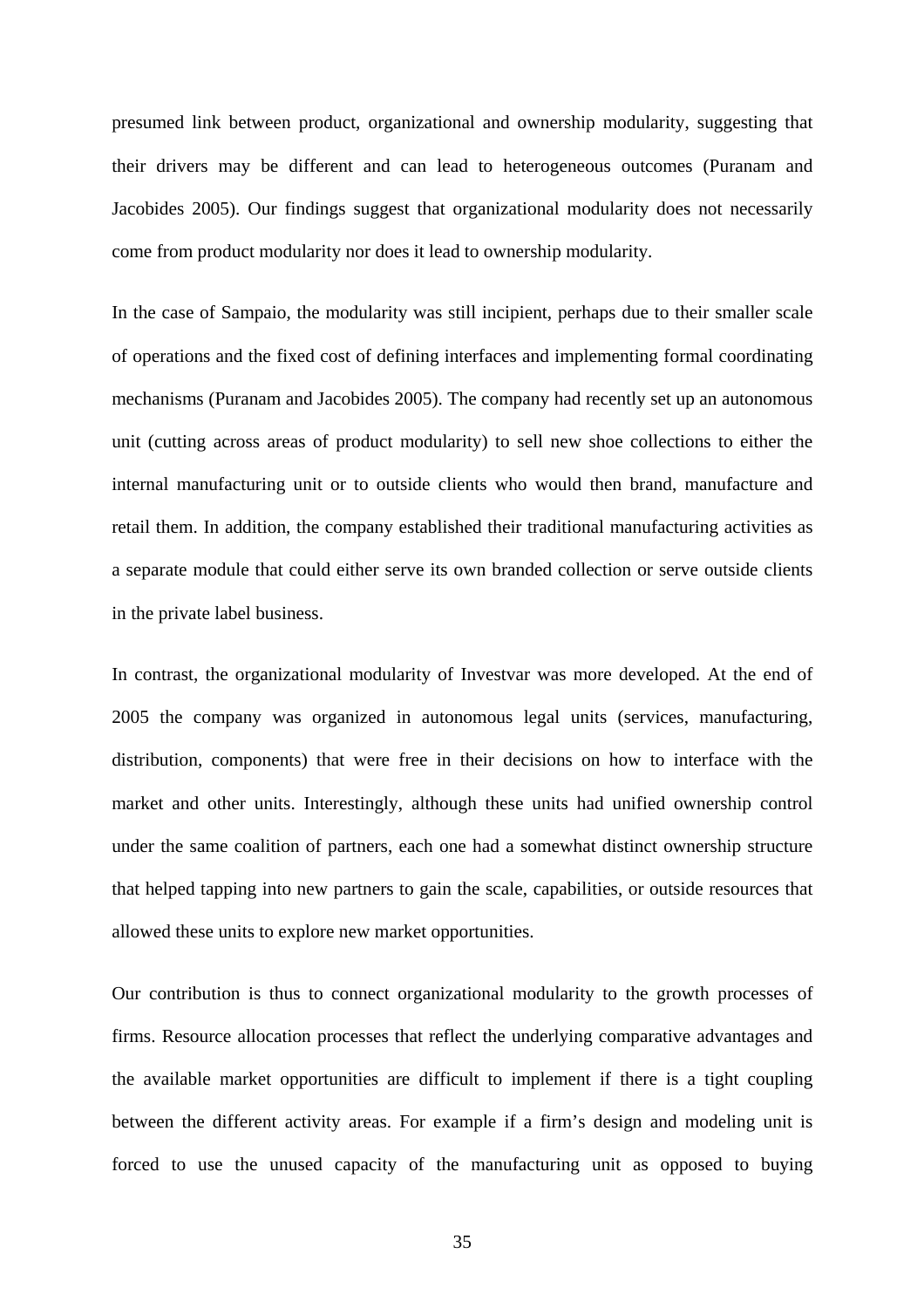presumed link between product, organizational and ownership modularity, suggesting that their drivers may be different and can lead to heterogeneous outcomes (Puranam and Jacobides 2005). Our findings suggest that organizational modularity does not necessarily come from product modularity nor does it lead to ownership modularity.

In the case of Sampaio, the modularity was still incipient, perhaps due to their smaller scale of operations and the fixed cost of defining interfaces and implementing formal coordinating mechanisms (Puranam and Jacobides 2005). The company had recently set up an autonomous unit (cutting across areas of product modularity) to sell new shoe collections to either the internal manufacturing unit or to outside clients who would then brand, manufacture and retail them. In addition, the company established their traditional manufacturing activities as a separate module that could either serve its own branded collection or serve outside clients in the private label business.

In contrast, the organizational modularity of Investvar was more developed. At the end of 2005 the company was organized in autonomous legal units (services, manufacturing, distribution, components) that were free in their decisions on how to interface with the market and other units. Interestingly, although these units had unified ownership control under the same coalition of partners, each one had a somewhat distinct ownership structure that helped tapping into new partners to gain the scale, capabilities, or outside resources that allowed these units to explore new market opportunities.

Our contribution is thus to connect organizational modularity to the growth processes of firms. Resource allocation processes that reflect the underlying comparative advantages and the available market opportunities are difficult to implement if there is a tight coupling between the different activity areas. For example if a firm's design and modeling unit is forced to use the unused capacity of the manufacturing unit as opposed to buying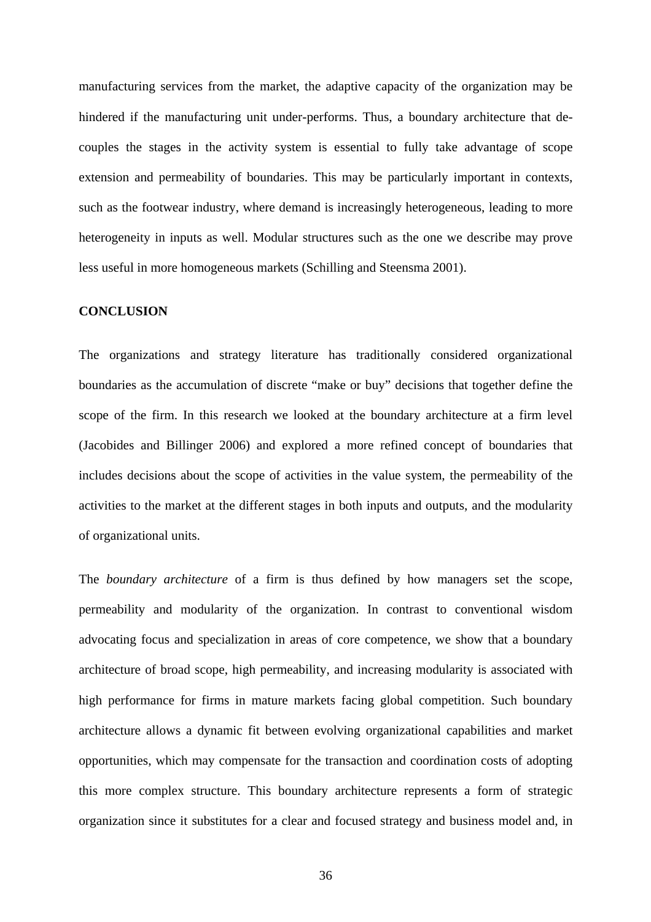manufacturing services from the market, the adaptive capacity of the organization may be hindered if the manufacturing unit under-performs. Thus, a boundary architecture that decouples the stages in the activity system is essential to fully take advantage of scope extension and permeability of boundaries. This may be particularly important in contexts, such as the footwear industry, where demand is increasingly heterogeneous, leading to more heterogeneity in inputs as well. Modular structures such as the one we describe may prove less useful in more homogeneous markets (Schilling and Steensma 2001).

## CONCLUSION

The organizations and strategy literature has traditionally considered organizational boundaries as the accumulation of discrete "make or buy" decisions that together define the scope of the firm. In this research we looked at the boundary architecture at a firm level (Jacobides and Billinger 2006) and explored a more refined concept of boundaries that includes decisions about the scope of activities in the value system, the permeability of the activities to the market at the different stages in both inputs and outputs, and the modularity of organizational units.

The *boundary architecture* of a firm is thus defined by how managers set the scope, permeability and modularity of the organization. In contrast to conventional wisdom advocating focus and specialization in areas of core competence, we show that a boundary architecture of broad scope, high permeability, and increasing modularity is associated with high performance for firms in mature markets facing global competition. Such boundary architecture allows a dynamic fit between evolving organizational capabilities and market opportunities, which may compensate for the transaction and coordination costs of adopting this more complex structure. This boundary architecture represents a form of strategic organization since it substitutes for a clear and focused strategy and business model and, in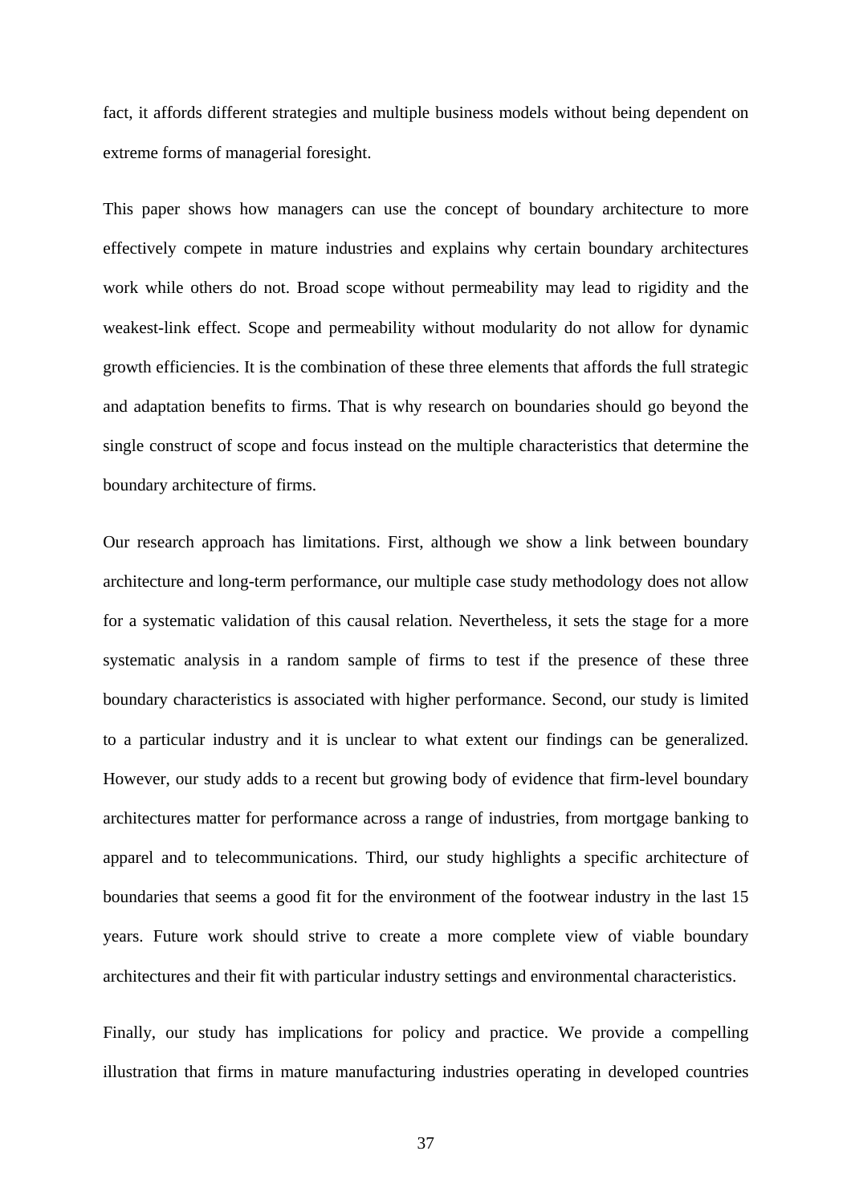fact, it affords different strategies and multiple business models without being dependent on extreme forms of managerial foresight.

This paper shows how managers can use the concept of boundary architecture to more effectively compete in mature industries and explains why certain boundary architectures work while others do not. Broad scope without permeability may lead to rigidity and the weakest-link effect. Scope and permeability without modularity do not allow for dynamic growth efficiencies. It is the combination of these three elements that affords the full strategic and adaptation benefits to firms. That is why research on boundaries should go beyond the single construct of scope and focus instead on the multiple characteristics that determine the boundary architecture of firms.

Our research approach has limitations. First, although we show a link between boundary architecture and long-term performance, our multiple case study methodology does not allow for a systematic validation of this causal relation. Nevertheless, it sets the stage for a more systematic analysis in a random sample of firms to test if the presence of these three boundary characteristics is associated with higher performance. Second, our study is limited to a particular industry and it is unclear to what extent our findings can be generalized. However, our study adds to a recent but growing body of evidence that firm-level boundary architectures matter for performance across a range of industries, from mortgage banking to apparel and to telecommunications. Third, our study highlights a specific architecture of boundaries that seems a good fit for the environment of the footwear industry in the last 15 years. Future work should strive to create a more complete view of viable boundary architectures and their fit with particular industry settings and environmental characteristics.

Finally, our study has implications for policy and practice. We provide a compelling illustration that firms in mature manufacturing industries operating in developed countries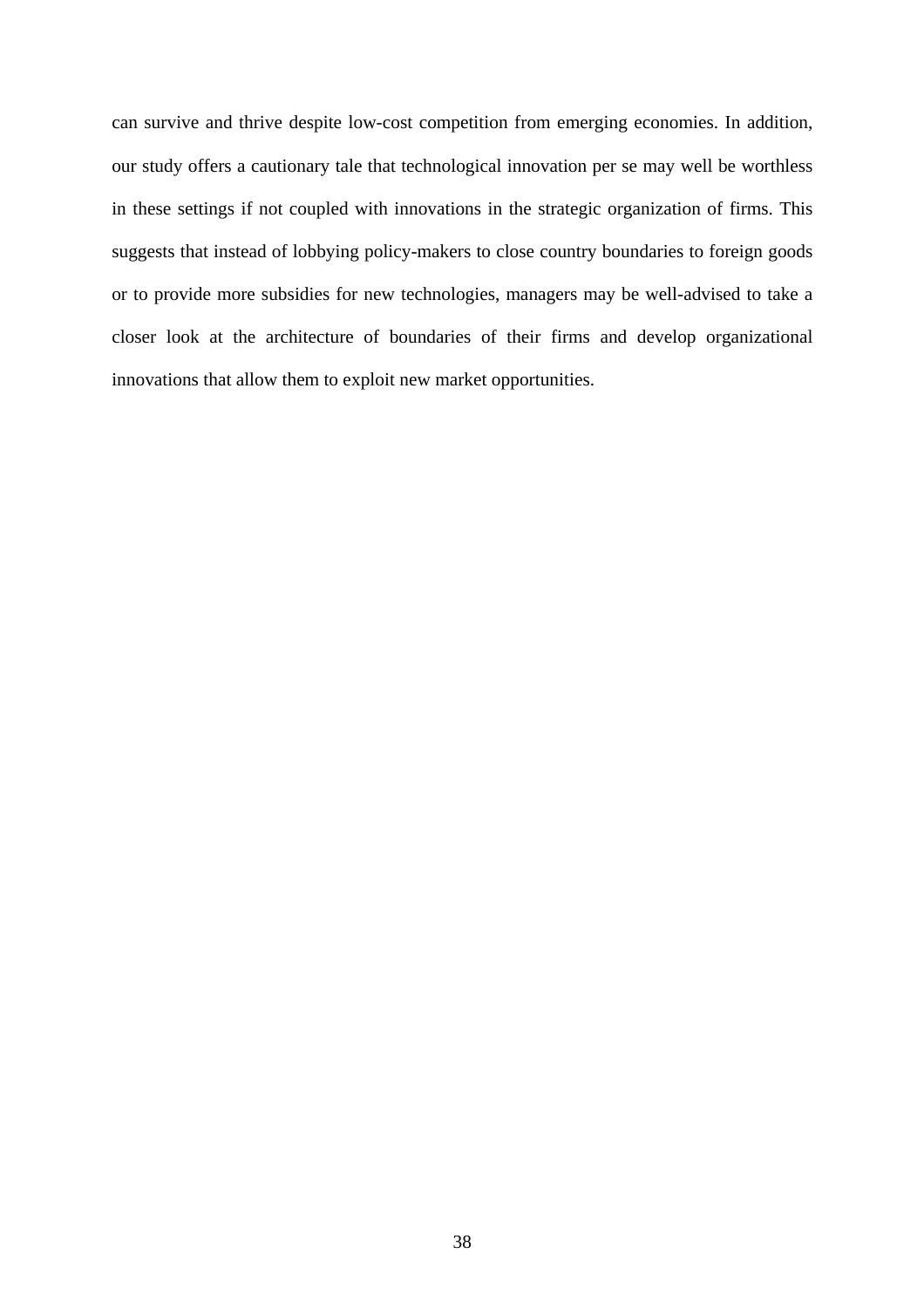can survive and thrive despite low-cost competition from emerging economies. In addition, our study offers a cautionary tale that technological innovation per se may well be worthless in these settings if not coupled with innovations in the strategic organization of firms. This suggests that instead of lobbying policy-makers to close country boundaries to foreign goods or to provide more subsidies for new technologies, managers may be well-advised to take a closer look at the architecture of boundaries of their firms and develop organizational innovations that allow them to exploit new market opportunities.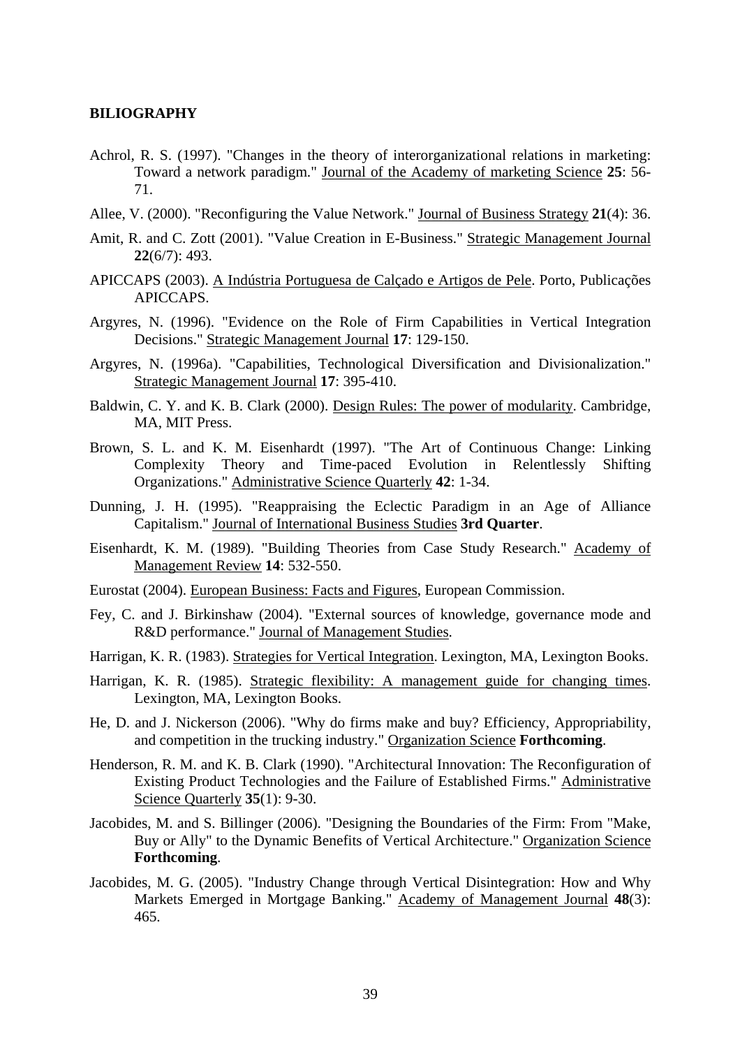**BILIOGRAPHY**

Achrol, R. S. (1997). "Changes in the theory of interorganizational relations in marketing: Toward a network paradigm." Journal of the Academy of marketing Science **25**: 56-71.

Allee, V. (2000). "Reconfiguring the Value Network." Journal of Business Strategy **21**(4): 36.

Amit, R. and C. Zott (2001). "Value Creation in E-Business." Strategic Management Journal **22**(6/7): 493.

APICCAPS (2003). A Indústria Portuguesa de Calçado e Artigos de Pele. Porto, Publicações APICCAPS.

Argyres, N. (1996). "Evidence on the Role of Firm Capabilities in Vertical Integration Decisions." Strategic Management Journal **17**: 129-150.

Argyres, N. (1996a). "Capabilities, Technological Diversification and Divisionalization." Strategic Management Journal **17**: 395-410.

Baldwin, C. Y. and K. B. Clark (2000). Design Rules: The power of modularity. Cambridge, MA, MIT Press.

Brown, S. L. and K. M. Eisenhardt (1997). "The Art of Continuous Change: Linking Complexity Theory and Time-paced Evolution in Relentlessly Shifting Organizations." Administrative Science Quarterly **42**: 1-34.

Dunning, J. H. (1995). "Reappraising the Eclectic Paradigm in an Age of Alliance Capitalism." Journal of International Business Studies **3rd Quarter**.

Eisenhardt, K. M. (1989). "Building Theories from Case Study Research." Academy of Management Review **14**: 532-550.

Eurostat (2004). European Business: Facts and Figures, European Commission.

Fey, C. and J. Birkinshaw (2004). "External sources of knowledge, governance mode and R&D performance." Journal of Management Studies.

Harrigan, K. R. (1983). Strategies for Vertical Integration. Lexington, MA, Lexington Books.

Harrigan, K. R. (1985). Strategic flexibility: A management guide for changing times. Lexington, MA, Lexington Books.

He, D. and J. Nickerson (2006). "Why do firms make and buy? Efficiency, Appropriability, and competition in the trucking industry." Organization Science **Forthcoming**.

Henderson, R. M. and K. B. Clark (1990). "Architectural Innovation: The Reconfiguration of Existing Product Technologies and the Failure of Established Firms." Administrative Science Quarterly **35**(1): 9-30.

Jacobides, M. and S. Billinger (2006). "Designing the Boundaries of the Firm: From "Make, Buy or Ally" to the Dynamic Benefits of Vertical Architecture." Organization Science **Forthcoming**.

Jacobides, M. G. (2005). "Industry Change through Vertical Disintegration: How and Why Markets Emerged in Mortgage Banking." Academy of Management Journal **48**(3): 465.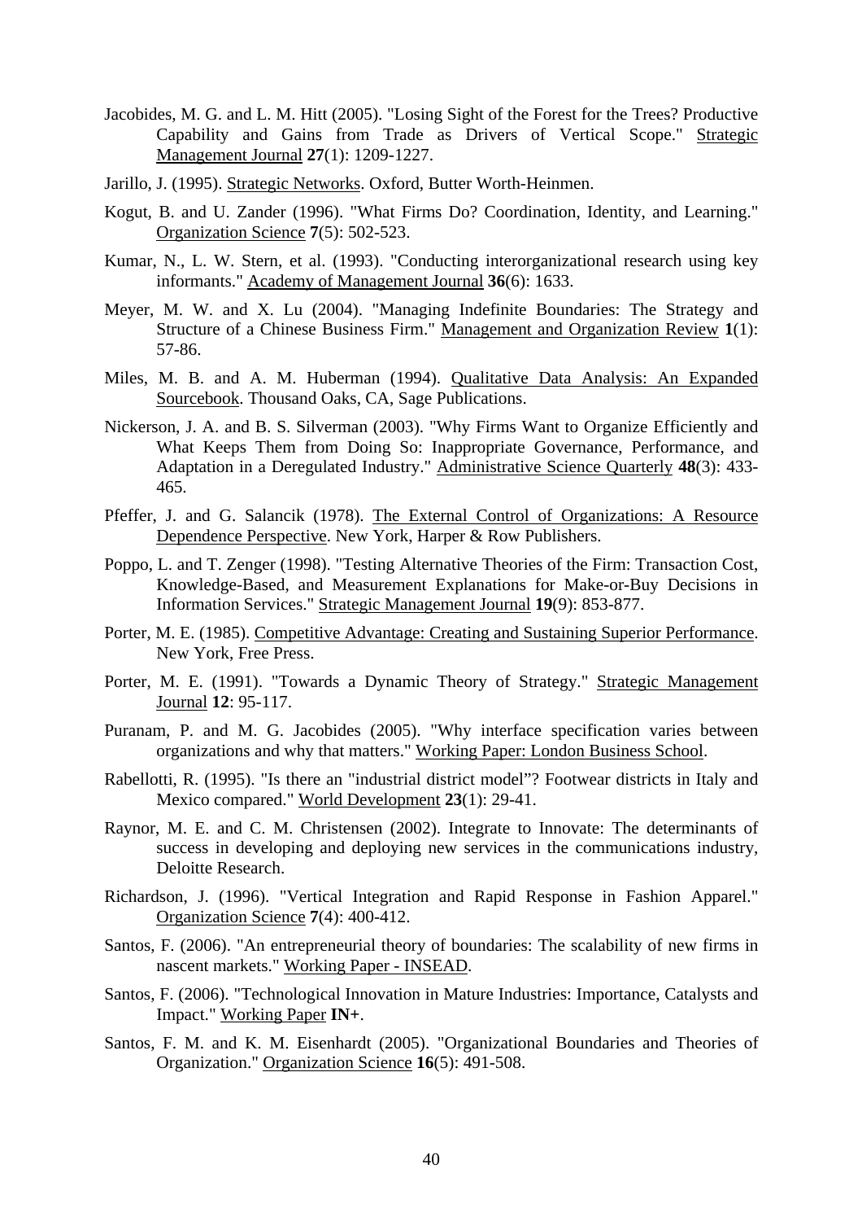Jacobides, M. G. and L. M. Hitt (2005). "Losing Sight of the Forest for the Trees? Productive Capability and Gains from Trade as Drivers of Vertical Scope." Strategic Management Journal **27**(1): 1209-1227.

Jarillo, J. (1995). Strategic Networks. Oxford, Butter Worth-Heinmen.

Kogut, B. and U. Zander (1996). "What Firms Do? Coordination, Identity, and Learning." Organization Science **7**(5): 502-523.

Kumar, N., L. W. Stern, et al. (1993). "Conducting interorganizational research using key informants." Academy of Management Journal **36**(6): 1633.

Meyer, M. W. and X. Lu (2004). "Managing Indefinite Boundaries: The Strategy and Structure of a Chinese Business Firm." Management and Organization Review **1**(1): 57-86.

Miles, M. B. and A. M. Huberman (1994). Qualitative Data Analysis: An Expanded Sourcebook. Thousand Oaks, CA, Sage Publications.

Nickerson, J. A. and B. S. Silverman (2003). "Why Firms Want to Organize Efficiently and What Keeps Them from Doing So: Inappropriate Governance, Performance, and Adaptation in a Deregulated Industry." Administrative Science Quarterly **48**(3): 433-465.

Pfeffer, J. and G. Salancik (1978). The External Control of Organizations: A Resource Dependence Perspective. New York, Harper & Row Publishers.

Poppo, L. and T. Zenger (1998). "Testing Alternative Theories of the Firm: Transaction Cost, Knowledge-Based, and Measurement Explanations for Make-or-Buy Decisions in Information Services." Strategic Management Journal **19**(9): 853-877.

Porter, M. E. (1985). Competitive Advantage: Creating and Sustaining Superior Performance. New York, Free Press.

Porter, M. E. (1991). "Towards a Dynamic Theory of Strategy." Strategic Management Journal **12**: 95-117.

Puranam, P. and M. G. Jacobides (2005). "Why interface specification varies between organizations and why that matters." Working Paper: London Business School.

Rabellotti, R. (1995). "Is there an "industrial district model"? Footwear districts in Italy and Mexico compared." World Development **23**(1): 29-41.

Raynor, M. E. and C. M. Christensen (2002). Integrate to Innovate: The determinants of success in developing and deploying new services in the communications industry, Deloitte Research.

Richardson, J. (1996). "Vertical Integration and Rapid Response in Fashion Apparel." Organization Science **7**(4): 400-412.

Santos, F. (2006). "An entrepreneurial theory of boundaries: The scalability of new firms in nascent markets." Working Paper - INSEAD.

Santos, F. (2006). "Technological Innovation in Mature Industries: Importance, Catalysts and Impact." Working Paper **IN+**.

Santos, F. M. and K. M. Eisenhardt (2005). "Organizational Boundaries and Theories of Organization." Organization Science **16**(5): 491-508.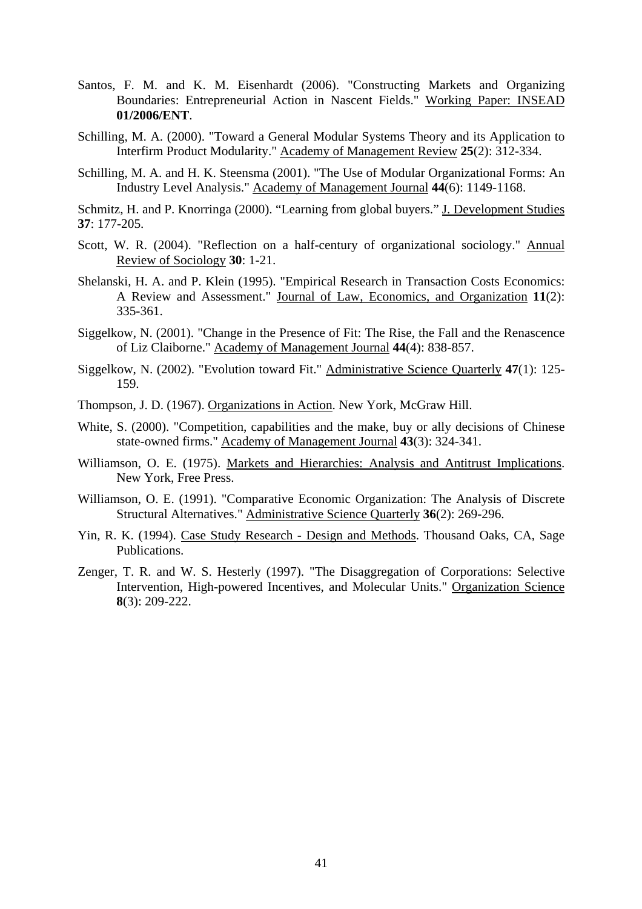Santos, F. M. and K. M. Eisenhardt (2006). "Constructing Markets and Organizing Boundaries: Entrepreneurial Action in Nascent Fields." Working Paper: INSEAD **01/2006/ENT**.

Schilling, M. A. (2000). "Toward a General Modular Systems Theory and its Application to Interfirm Product Modularity." Academy of Management Review **25**(2): 312-334.

Schilling, M. A. and H. K. Steensma (2001). "The Use of Modular Organizational Forms: An Industry Level Analysis." Academy of Management Journal **44**(6): 1149-1168.

Schmitz, H. and P. Knorringa (2000). "Learning from global buyers." J. Development Studies **37**: 177-205.

Scott, W. R. (2004). "Reflection on a half-century of organizational sociology." Annual Review of Sociology **30**: 1-21.

Shelanski, H. A. and P. Klein (1995). "Empirical Research in Transaction Costs Economics: A Review and Assessment." Journal of Law, Economics, and Organization **11**(2): 335-361.

Siggelkow, N. (2001). "Change in the Presence of Fit: The Rise, the Fall and the Renascence of Liz Claiborne." Academy of Management Journal **44**(4): 838-857.

Siggelkow, N. (2002). "Evolution toward Fit." Administrative Science Quarterly **47**(1): 125-159.

Thompson, J. D. (1967). Organizations in Action. New York, McGraw Hill.

White, S. (2000). "Competition, capabilities and the make, buy or ally decisions of Chinese state-owned firms." Academy of Management Journal **43**(3): 324-341.

Williamson, O. E. (1975). Markets and Hierarchies: Analysis and Antitrust Implications. New York, Free Press.

Williamson, O. E. (1991). "Comparative Economic Organization: The Analysis of Discrete Structural Alternatives." Administrative Science Quarterly **36**(2): 269-296.

Yin, R. K. (1994). Case Study Research - Design and Methods. Thousand Oaks, CA, Sage Publications.

Zenger, T. R. and W. S. Hesterly (1997). "The Disaggregation of Corporations: Selective Intervention, High-powered Incentives, and Molecular Units." Organization Science **8**(3): 209-222.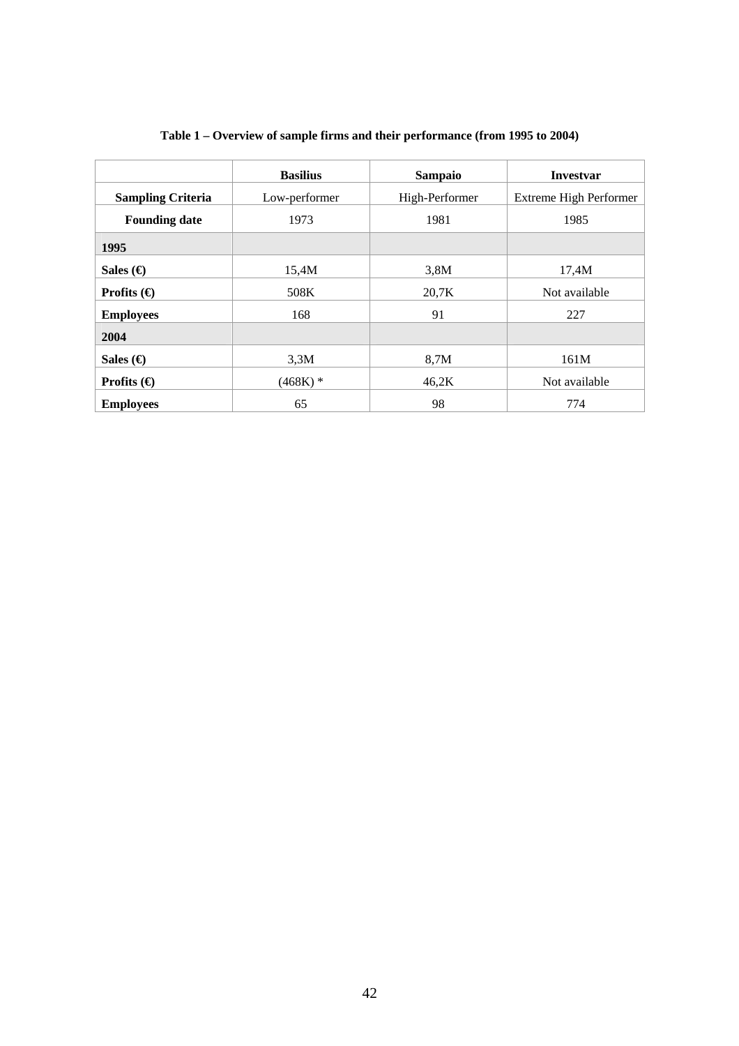**Table 1 – Overview of sample firms and their performance (from 1995 to 2004)**

| | **Basilius** | **Sampaio** | **Investvar** |
|---|---|---|---|
| **Sampling Criteria** | Low-performer | High-Performer | Extreme High Performer |
| **Founding date** | 1973 | 1981 | 1985 |
| **1995** | | | |
| **Sales (€)** | 15,4M | 3,8M | 17,4M |
| **Profits (€)** | 508K | 20,7K | Not available |
| **Employees** | 168 | 91 | 227 |
| **2004** | | | |
| **Sales (€)** | 3,3M | 8,7M | 161M |
| **Profits (€)** | (468K) * | 46,2K | Not available |
| **Employees** | 65 | 98 | 774 |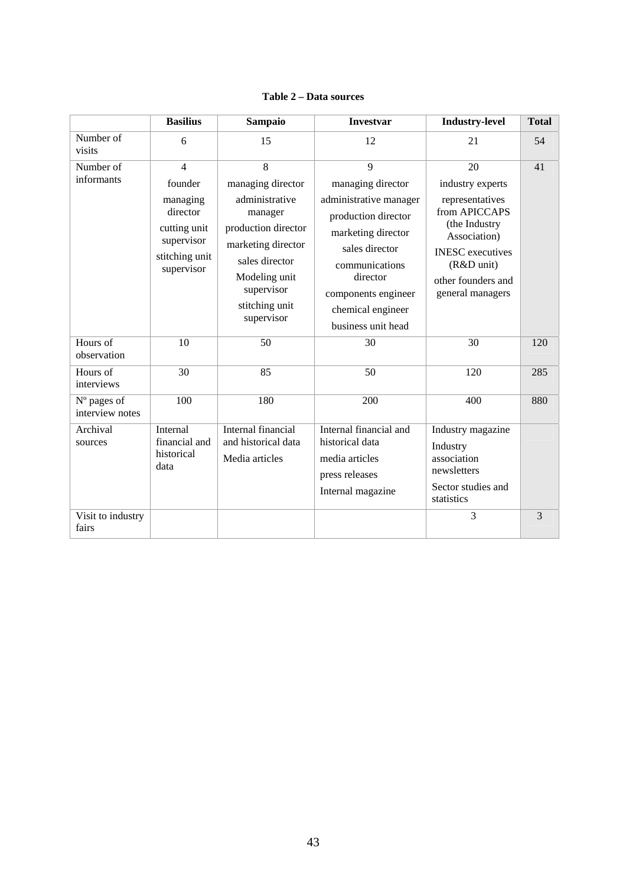**Table 2 – Data sources**

| | **Basilius** | **Sampaio** | **Investvar** | **Industry-level** | **Total** |
|---|---|---|---|---|---|
| Number of visits | 6 | 15 | 12 | 21 | 54 |
| Number of informants | 4<br>founder<br>managing director<br>cutting unit supervisor<br>stitching unit supervisor | 8<br>managing director<br>administrative manager<br>production director<br>marketing director<br>sales director<br>Modeling unit supervisor<br>stitching unit supervisor | 9<br>managing director<br>administrative manager<br>production director<br>marketing director<br>sales director<br>communications director<br>components engineer<br>chemical engineer<br>business unit head | 20<br>industry experts<br>representatives from APICCAPS (the Industry Association)<br>INESC executives (R&D unit)<br>other founders and general managers | 41 |
| Hours of observation | 10 | 50 | 30 | 30 | 120 |
| Hours of interviews | 30 | 85 | 50 | 120 | 285 |
| Nº pages of interview notes | 100 | 180 | 200 | 400 | 880 |
| Archival sources | Internal financial and historical data | Internal financial and historical data<br>Media articles | Internal financial and historical data<br>media articles<br>press releases<br>Internal magazine | Industry magazine<br>Industry association newsletters<br>Sector studies and statistics | |
| Visit to industry fairs | | | | 3 | 3 |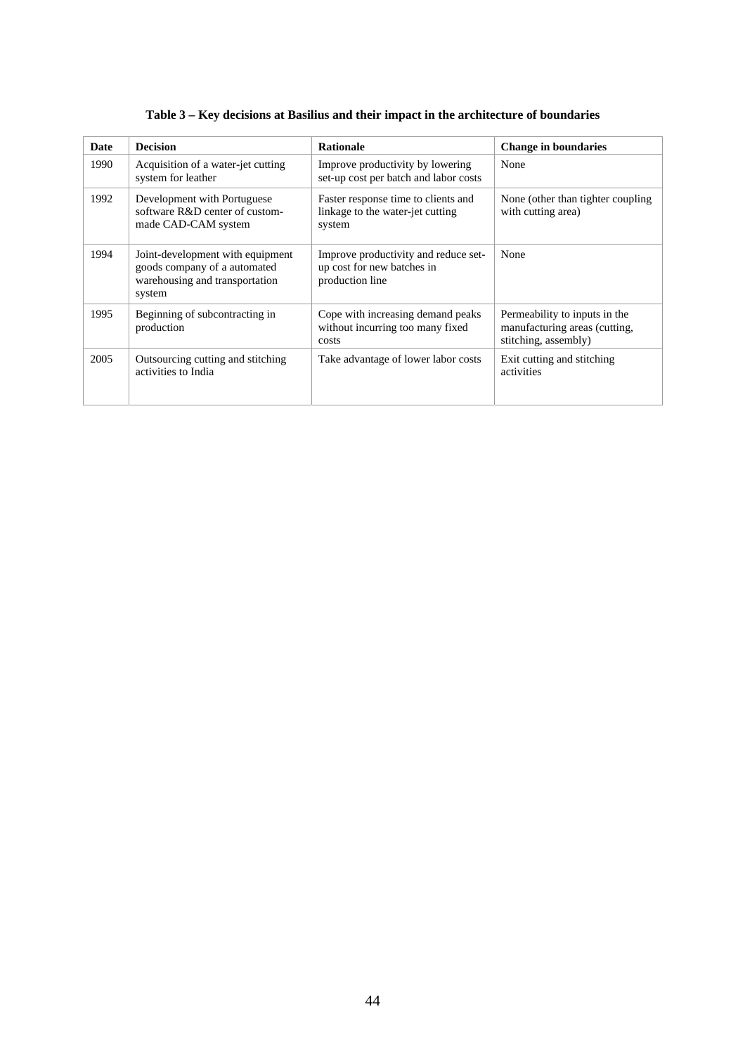**Table 3 – Key decisions at Basilius and their impact in the architecture of boundaries**

| Date | Decision | Rationale | Change in boundaries |
|---|---|---|---|
| 1990 | Acquisition of a water-jet cutting system for leather | Improve productivity by lowering set-up cost per batch and labor costs | None |
| 1992 | Development with Portuguese software R&D center of custom-made CAD-CAM system | Faster response time to clients and linkage to the water-jet cutting system | None (other than tighter coupling with cutting area) |
| 1994 | Joint-development with equipment goods company of a automated warehousing and transportation system | Improve productivity and reduce set-up cost for new batches in production line | None |
| 1995 | Beginning of subcontracting in production | Cope with increasing demand peaks without incurring too many fixed costs | Permeability to inputs in the manufacturing areas (cutting, stitching, assembly) |
| 2005 | Outsourcing cutting and stitching activities to India | Take advantage of lower labor costs | Exit cutting and stitching activities |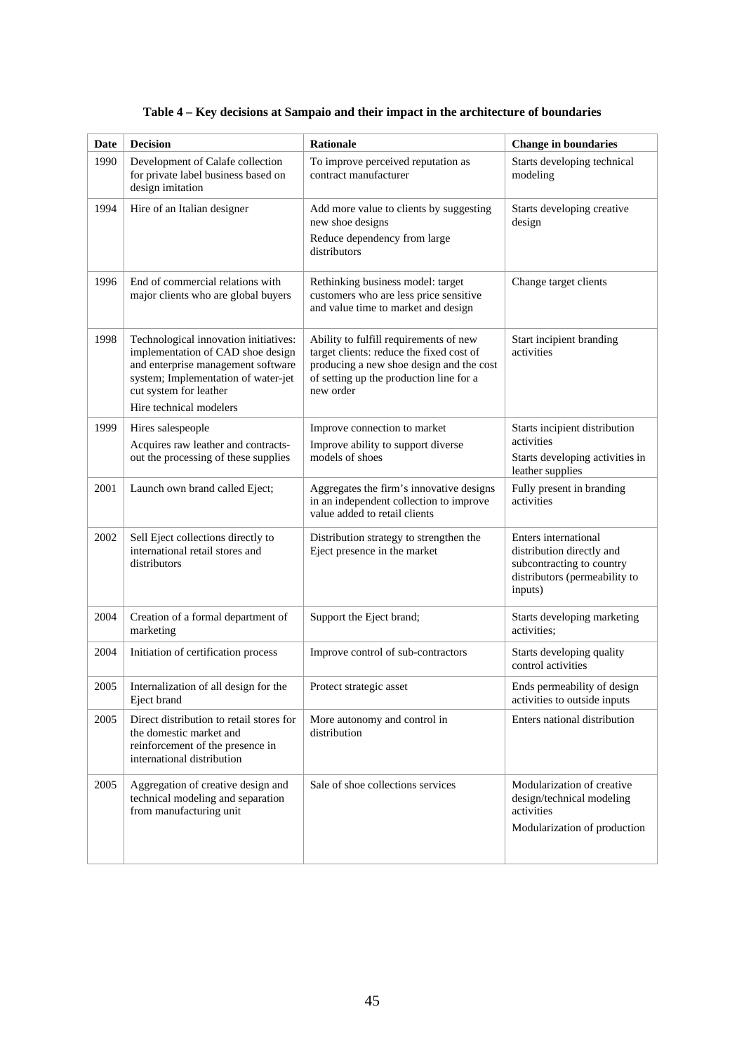**Table 4 – Key decisions at Sampaio and their impact in the architecture of boundaries**

| Date | Decision | Rationale | Change in boundaries |
|---|---|---|---|
| 1990 | Development of Calafe collection for private label business based on design imitation | To improve perceived reputation as contract manufacturer | Starts developing technical modeling |
| 1994 | Hire of an Italian designer | Add more value to clients by suggesting new shoe designs<br>Reduce dependency from large distributors | Starts developing creative design |
| 1996 | End of commercial relations with major clients who are global buyers | Rethinking business model: target customers who are less price sensitive and value time to market and design | Change target clients |
| 1998 | Technological innovation initiatives: implementation of CAD shoe design and enterprise management software system; Implementation of water-jet cut system for leather<br>Hire technical modelers | Ability to fulfill requirements of new target clients: reduce the fixed cost of producing a new shoe design and the cost of setting up the production line for a new order | Start incipient branding activities |
| 1999 | Hires salespeople<br>Acquires raw leather and contracts-out the processing of these supplies | Improve connection to market<br>Improve ability to support diverse models of shoes | Starts incipient distribution activities<br>Starts developing activities in leather supplies |
| 2001 | Launch own brand called Eject; | Aggregates the firm's innovative designs in an independent collection to improve value added to retail clients | Fully present in branding activities |
| 2002 | Sell Eject collections directly to international retail stores and distributors | Distribution strategy to strengthen the Eject presence in the market | Enters international distribution directly and subcontracting to country distributors (permeability to inputs) |
| 2004 | Creation of a formal department of marketing | Support the Eject brand; | Starts developing marketing activities; |
| 2004 | Initiation of certification process | Improve control of sub-contractors | Starts developing quality control activities |
| 2005 | Internalization of all design for the Eject brand | Protect strategic asset | Ends permeability of design activities to outside inputs |
| 2005 | Direct distribution to retail stores for the domestic market and reinforcement of the presence in international distribution | More autonomy and control in distribution | Enters national distribution |
| 2005 | Aggregation of creative design and technical modeling and separation from manufacturing unit | Sale of shoe collections services | Modularization of creative design/technical modeling activities<br>Modularization of production |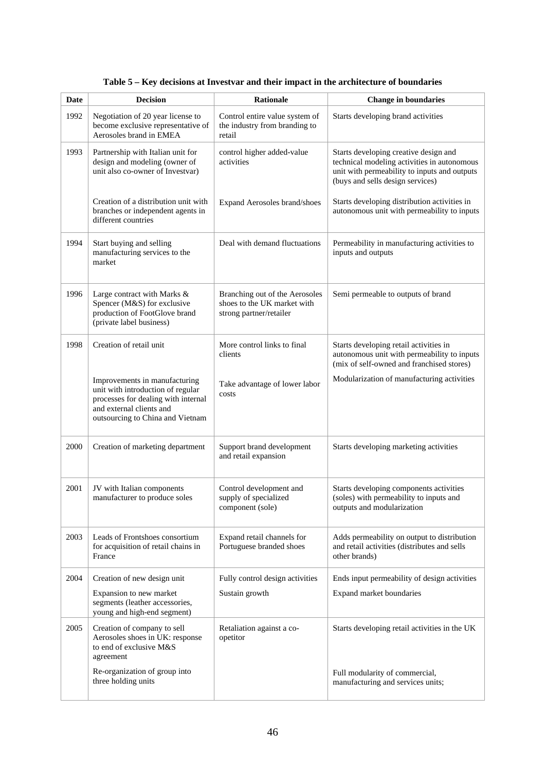**Table 5 – Key decisions at Investvar and their impact in the architecture of boundaries**

| Date | Decision | Rationale | Change in boundaries |
|---|---|---|---|
| 1992 | Negotiation of 20 year license to become exclusive representative of Aerosoles brand in EMEA | Control entire value system of the industry from branding to retail | Starts developing brand activities |
| 1993 | Partnership with Italian unit for design and modeling (owner of unit also co-owner of Investvar) | control higher added-value activities | Starts developing creative design and technical modeling activities in autonomous unit with permeability to inputs and outputs (buys and sells design services) |
| | Creation of a distribution unit with branches or independent agents in different countries | Expand Aerosoles brand/shoes | Starts developing distribution activities in autonomous unit with permeability to inputs |
| 1994 | Start buying and selling manufacturing services to the market | Deal with demand fluctuations | Permeability in manufacturing activities to inputs and outputs |
| 1996 | Large contract with Marks & Spencer (M&S) for exclusive production of FootGlove brand (private label business) | Branching out of the Aerosoles shoes to the UK market with strong partner/retailer | Semi permeable to outputs of brand |
| 1998 | Creation of retail unit | More control links to final clients | Starts developing retail activities in autonomous unit with permeability to inputs (mix of self-owned and franchised stores) |
| | Improvements in manufacturing unit with introduction of regular processes for dealing with internal and external clients and outsourcing to China and Vietnam | Take advantage of lower labor costs | Modularization of manufacturing activities |
| 2000 | Creation of marketing department | Support brand development and retail expansion | Starts developing marketing activities |
| 2001 | JV with Italian components manufacturer to produce soles | Control development and supply of specialized component (sole) | Starts developing components activities (soles) with permeability to inputs and outputs and modularization |
| 2003 | Leads of Frontshoes consortium for acquisition of retail chains in France | Expand retail channels for Portuguese branded shoes | Adds permeability on output to distribution and retail activities (distributes and sells other brands) |
| 2004 | Creation of new design unit | Fully control design activities | Ends input permeability of design activities |
| | Expansion to new market segments (leather accessories, young and high-end segment) | Sustain growth | Expand market boundaries |
| 2005 | Creation of company to sell Aerosoles shoes in UK: response to end of exclusive M&S agreement | Retaliation against a co-opetitor | Starts developing retail activities in the UK |
| | Re-organization of group into three holding units | | Full modularity of commercial, manufacturing and services units; |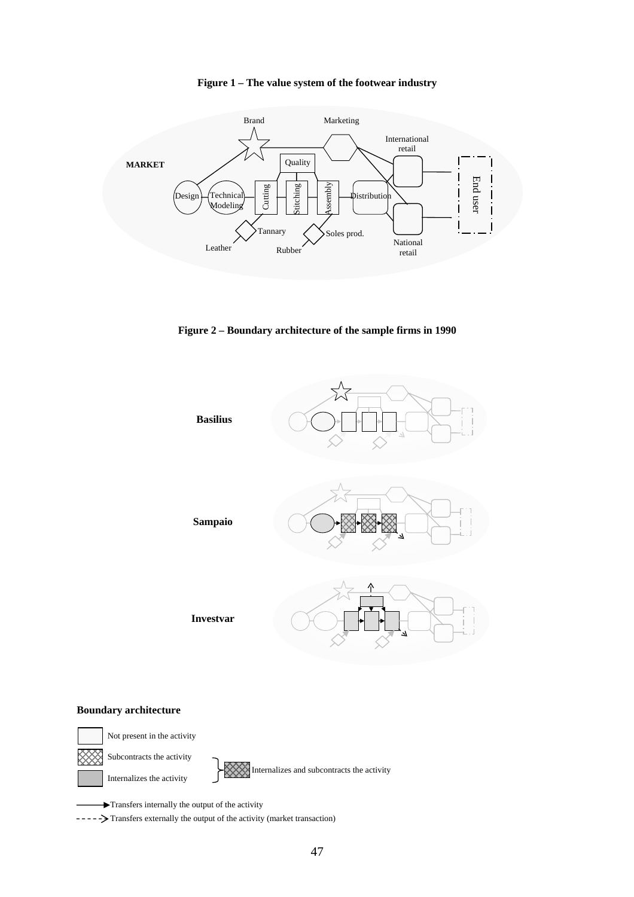**Figure 1 – The value system of the footwear industry**

MARKET

Brand

Marketing

International retail

Quality

Design

Technical Modeling

Cutting

Stitching

Assembly

Distribution

End user

Tannary

Soles prod.

Leather

Rubber

National retail

**Figure 2 – Boundary architecture of the sample firms in 1990**

**Basilius**

**Sampaio**

**Investvar**

**Boundary architecture**

Not present in the activity

Subcontracts the activity

Internalizes the activity

Internalizes and subcontracts the activity

Transfers internally the output of the activity

Transfers externally the output of the activity (market transaction)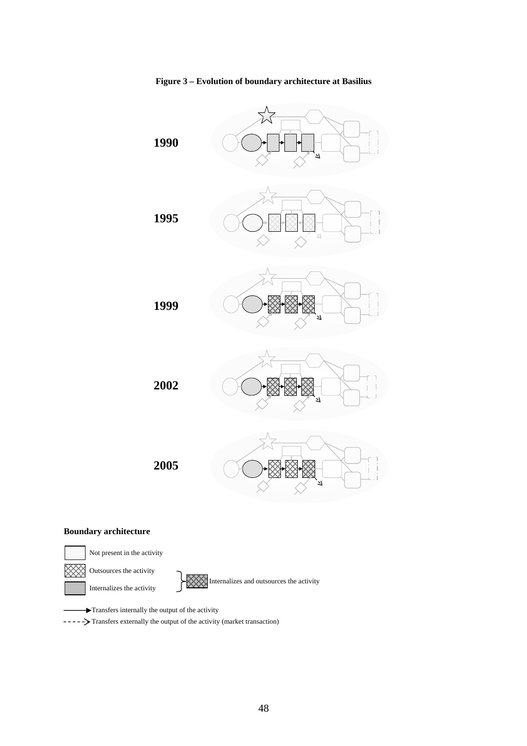**Figure 3 – Evolution of boundary architecture at Basilius**

1990

1995

1999

2002

2005

**Boundary architecture**

Not present in the activity

Outsources the activity

Internalizes the activity

Internalizes and outsources the activity

Transfers internally the output of the activity

Transfers externally the output of the activity (market transaction)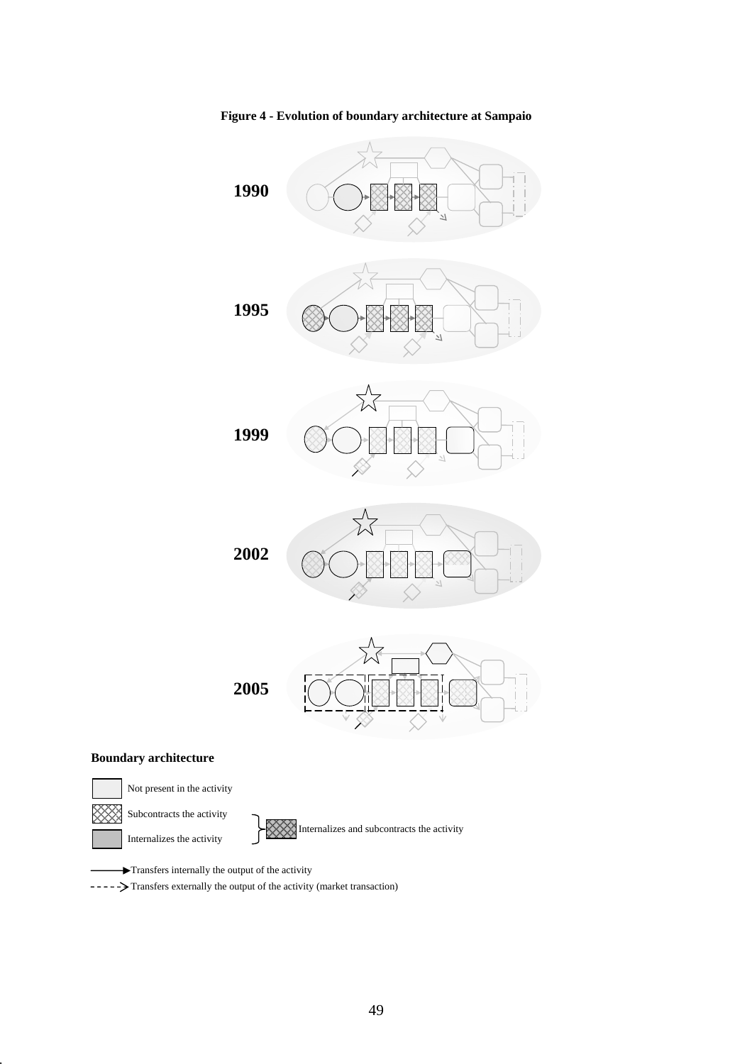**Figure 4 - Evolution of boundary architecture at Sampaio**

**1990**

**1995**

**1999**

**2002**

**2005**

**Boundary architecture**

Not present in the activity

Subcontracts the activity

Internalizes the activity

Internalizes and subcontracts the activity

Transfers internally the output of the activity

Transfers externally the output of the activity (market transaction)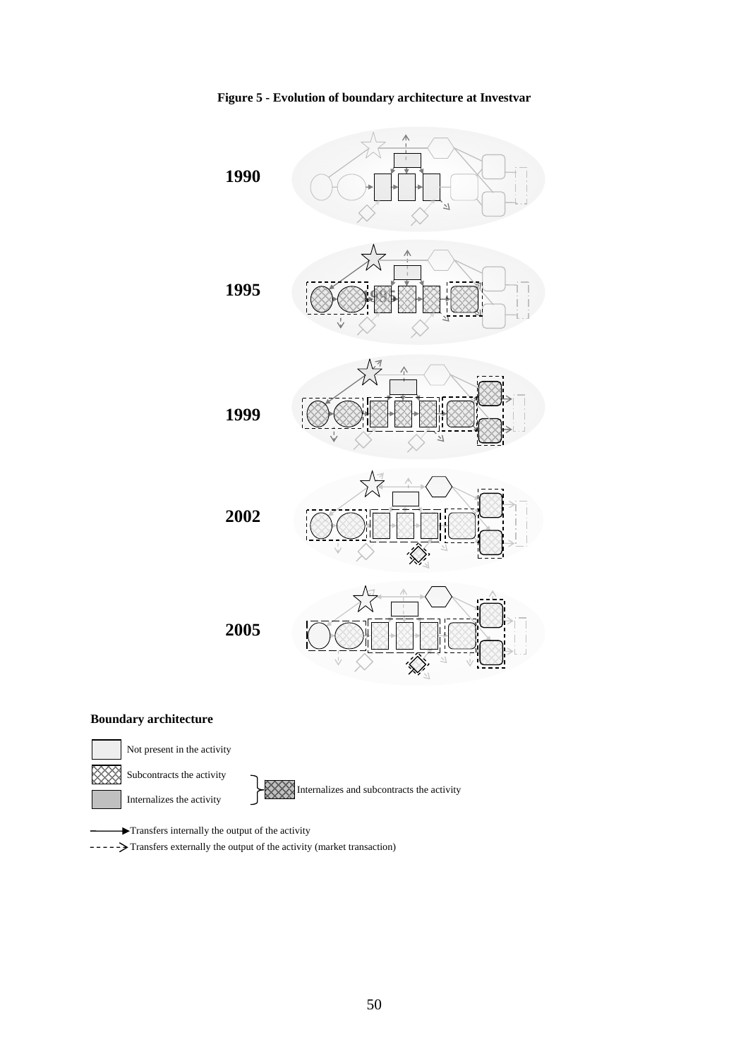**Figure 5 - Evolution of boundary architecture at Investvar**

**1990**

**1995**

**1999**

**2002**

**2005**

**Boundary architecture**

Not present in the activity

Subcontracts the activity

Internalizes the activity

Internalizes and subcontracts the activity

Transfers internally the output of the activity

Transfers externally the output of the activity (market transaction)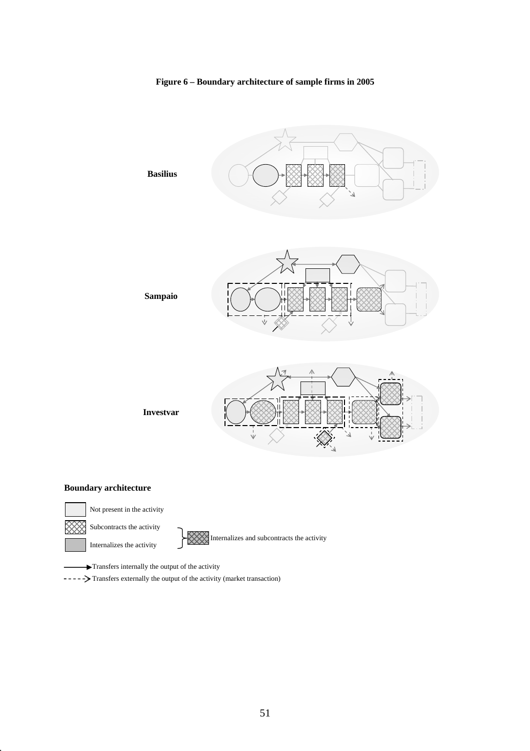**Figure 6 – Boundary architecture of sample firms in 2005**

Basilius

Sampaio

Investvar

**Boundary architecture**

Not present in the activity

Subcontracts the activity

Internalizes the activity

Internalizes and subcontracts the activity

Transfers internally the output of the activity

Transfers externally the output of the activity (market transaction)